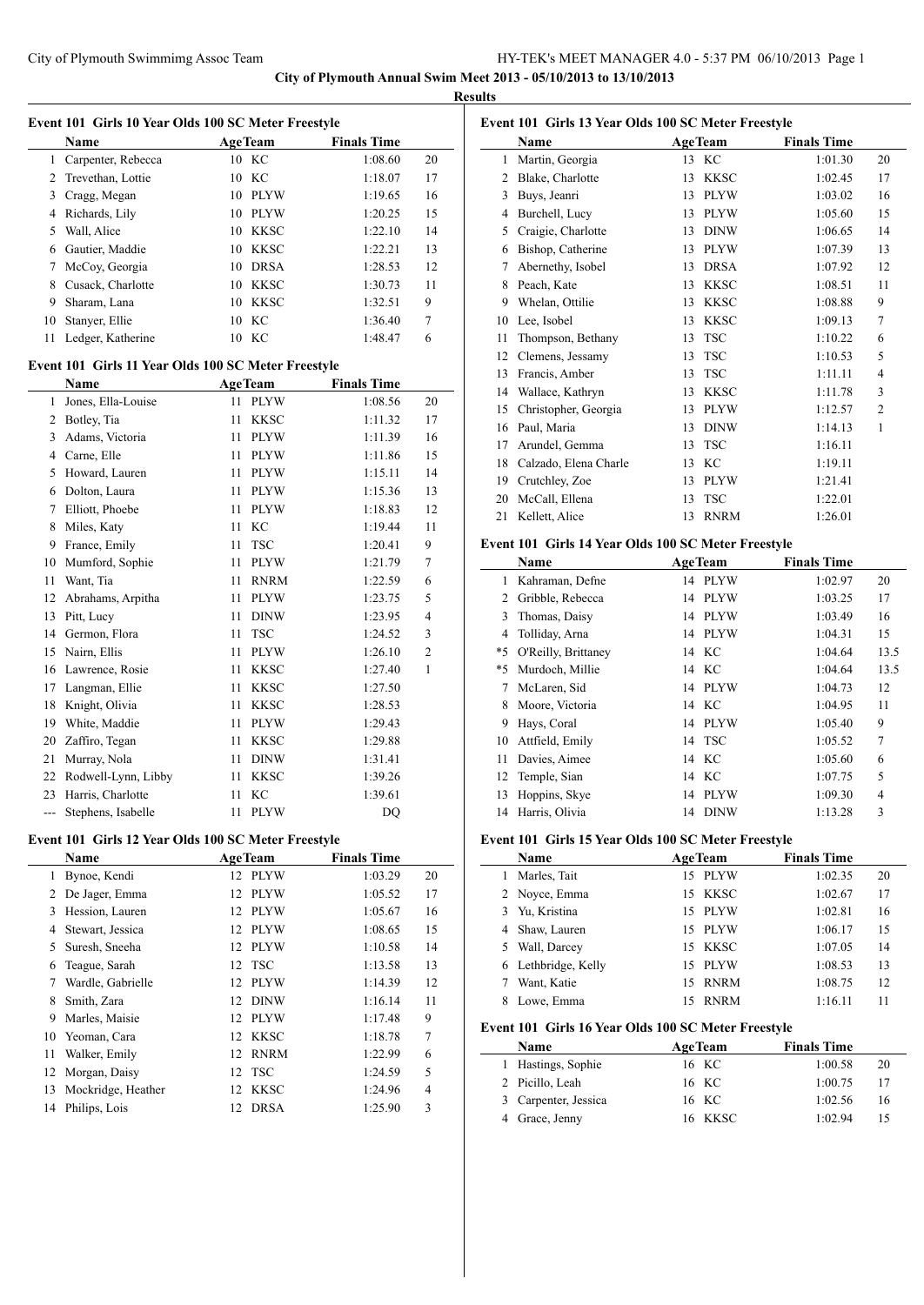# City of Plymouth Annual Swim Meet 2013 - 05/10/2013 to 13/10/2013

## Results

### Event 101 Girls 10 Year Olds 100 SC Meter Freestyle

| | Name | Age | Team | Finals Time | |
|---|---|---|---|---|---|
| 1 | Carpenter, Rebecca | 10 | KC | 1:08.60 | 20 |
| 2 | Trevethan, Lottie | 10 | KC | 1:18.07 | 17 |
| 3 | Cragg, Megan | 10 | PLYW | 1:19.65 | 16 |
| 4 | Richards, Lily | 10 | PLYW | 1:20.25 | 15 |
| 5 | Wall, Alice | 10 | KKSC | 1:22.10 | 14 |
| 6 | Gautier, Maddie | 10 | KKSC | 1:22.21 | 13 |
| 7 | McCoy, Georgia | 10 | DRSA | 1:28.53 | 12 |
| 8 | Cusack, Charlotte | 10 | KKSC | 1:30.73 | 11 |
| 9 | Sharam, Lana | 10 | KKSC | 1:32.51 | 9 |
| 10 | Stanyer, Ellie | 10 | KC | 1:36.40 | 7 |
| 11 | Ledger, Katherine | 10 | KC | 1:48.47 | 6 |

### Event 101 Girls 11 Year Olds 100 SC Meter Freestyle

| | Name | Age | Team | Finals Time | |
|---|---|---|---|---|---|
| 1 | Jones, Ella-Louise | 11 | PLYW | 1:08.56 | 20 |
| 2 | Botley, Tia | 11 | KKSC | 1:11.32 | 17 |
| 3 | Adams, Victoria | 11 | PLYW | 1:11.39 | 16 |
| 4 | Carne, Elle | 11 | PLYW | 1:11.86 | 15 |
| 5 | Howard, Lauren | 11 | PLYW | 1:15.11 | 14 |
| 6 | Dolton, Laura | 11 | PLYW | 1:15.36 | 13 |
| 7 | Elliott, Phoebe | 11 | PLYW | 1:18.83 | 12 |
| 8 | Miles, Katy | 11 | KC | 1:19.44 | 11 |
| 9 | France, Emily | 11 | TSC | 1:20.41 | 9 |
| 10 | Mumford, Sophie | 11 | PLYW | 1:21.79 | 7 |
| 11 | Want, Tia | 11 | RNRM | 1:22.59 | 6 |
| 12 | Abrahams, Arpitha | 11 | PLYW | 1:23.75 | 5 |
| 13 | Pitt, Lucy | 11 | DINW | 1:23.95 | 4 |
| 14 | Germon, Flora | 11 | TSC | 1:24.52 | 3 |
| 15 | Nairn, Ellis | 11 | PLYW | 1:26.10 | 2 |
| 16 | Lawrence, Rosie | 11 | KKSC | 1:27.40 | 1 |
| 17 | Langman, Ellie | 11 | KKSC | 1:27.50 | |
| 18 | Knight, Olivia | 11 | KKSC | 1:28.53 | |
| 19 | White, Maddie | 11 | PLYW | 1:29.43 | |
| 20 | Zaffiro, Tegan | 11 | KKSC | 1:29.88 | |
| 21 | Murray, Nola | 11 | DINW | 1:31.41 | |
| 22 | Rodwell-Lynn, Libby | 11 | KKSC | 1:39.26 | |
| 23 | Harris, Charlotte | 11 | KC | 1:39.61 | |
| --- | Stephens, Isabelle | 11 | PLYW | DQ | |

### Event 101 Girls 12 Year Olds 100 SC Meter Freestyle

| | Name | Age | Team | Finals Time | |
|---|---|---|---|---|---|
| 1 | Bynoe, Kendi | 12 | PLYW | 1:03.29 | 20 |
| 2 | De Jager, Emma | 12 | PLYW | 1:05.52 | 17 |
| 3 | Hession, Lauren | 12 | PLYW | 1:05.67 | 16 |
| 4 | Stewart, Jessica | 12 | PLYW | 1:08.65 | 15 |
| 5 | Suresh, Sneeha | 12 | PLYW | 1:10.58 | 14 |
| 6 | Teague, Sarah | 12 | TSC | 1:13.58 | 13 |
| 7 | Wardle, Gabrielle | 12 | PLYW | 1:14.39 | 12 |
| 8 | Smith, Zara | 12 | DINW | 1:16.14 | 11 |
| 9 | Marles, Maisie | 12 | PLYW | 1:17.48 | 9 |
| 10 | Yeoman, Cara | 12 | KKSC | 1:18.78 | 7 |
| 11 | Walker, Emily | 12 | RNRM | 1:22.99 | 6 |
| 12 | Morgan, Daisy | 12 | TSC | 1:24.59 | 5 |
| 13 | Mockridge, Heather | 12 | KKSC | 1:24.96 | 4 |
| 14 | Philips, Lois | 12 | DRSA | 1:25.90 | 3 |

### Event 101 Girls 13 Year Olds 100 SC Meter Freestyle

| | Name | Age | Team | Finals Time | |
|---|---|---|---|---|---|
| 1 | Martin, Georgia | 13 | KC | 1:01.30 | 20 |
| 2 | Blake, Charlotte | 13 | KKSC | 1:02.45 | 17 |
| 3 | Buys, Jeanri | 13 | PLYW | 1:03.02 | 16 |
| 4 | Burchell, Lucy | 13 | PLYW | 1:05.60 | 15 |
| 5 | Craigie, Charlotte | 13 | DINW | 1:06.65 | 14 |
| 6 | Bishop, Catherine | 13 | PLYW | 1:07.39 | 13 |
| 7 | Abernethy, Isobel | 13 | DRSA | 1:07.92 | 12 |
| 8 | Peach, Kate | 13 | KKSC | 1:08.51 | 11 |
| 9 | Whelan, Ottilie | 13 | KKSC | 1:08.88 | 9 |
| 10 | Lee, Isobel | 13 | KKSC | 1:09.13 | 7 |
| 11 | Thompson, Bethany | 13 | TSC | 1:10.22 | 6 |
| 12 | Clemens, Jessamy | 13 | TSC | 1:10.53 | 5 |
| 13 | Francis, Amber | 13 | TSC | 1:11.11 | 4 |
| 14 | Wallace, Kathryn | 13 | KKSC | 1:11.78 | 3 |
| 15 | Christopher, Georgia | 13 | PLYW | 1:12.57 | 2 |
| 16 | Paul, Maria | 13 | DINW | 1:14.13 | 1 |
| 17 | Arundel, Gemma | 13 | TSC | 1:16.11 | |
| 18 | Calzado, Elena Charle | 13 | KC | 1:19.11 | |
| 19 | Crutchley, Zoe | 13 | PLYW | 1:21.41 | |
| 20 | McCall, Ellena | 13 | TSC | 1:22.01 | |
| 21 | Kellett, Alice | 13 | RNRM | 1:26.01 | |

### Event 101 Girls 14 Year Olds 100 SC Meter Freestyle

| | Name | Age | Team | Finals Time | |
|---|---|---|---|---|---|
| 1 | Kahraman, Defne | 14 | PLYW | 1:02.97 | 20 |
| 2 | Gribble, Rebecca | 14 | PLYW | 1:03.25 | 17 |
| 3 | Thomas, Daisy | 14 | PLYW | 1:03.49 | 16 |
| 4 | Tolliday, Arna | 14 | PLYW | 1:04.31 | 15 |
| *5 | O'Reilly, Brittaney | 14 | KC | 1:04.64 | 13.5 |
| *5 | Murdoch, Millie | 14 | KC | 1:04.64 | 13.5 |
| 7 | McLaren, Sid | 14 | PLYW | 1:04.73 | 12 |
| 8 | Moore, Victoria | 14 | KC | 1:04.95 | 11 |
| 9 | Hays, Coral | 14 | PLYW | 1:05.40 | 9 |
| 10 | Attfield, Emily | 14 | TSC | 1:05.52 | 7 |
| 11 | Davies, Aimee | 14 | KC | 1:05.60 | 6 |
| 12 | Temple, Sian | 14 | KC | 1:07.75 | 5 |
| 13 | Hoppins, Skye | 14 | PLYW | 1:09.30 | 4 |
| 14 | Harris, Olivia | 14 | DINW | 1:13.28 | 3 |

### Event 101 Girls 15 Year Olds 100 SC Meter Freestyle

| | Name | Age | Team | Finals Time | |
|---|---|---|---|---|---|
| 1 | Marles, Tait | 15 | PLYW | 1:02.35 | 20 |
| 2 | Noyce, Emma | 15 | KKSC | 1:02.67 | 17 |
| 3 | Yu, Kristina | 15 | PLYW | 1:02.81 | 16 |
| 4 | Shaw, Lauren | 15 | PLYW | 1:06.17 | 15 |
| 5 | Wall, Darcey | 15 | KKSC | 1:07.05 | 14 |
| 6 | Lethbridge, Kelly | 15 | PLYW | 1:08.53 | 13 |
| 7 | Want, Katie | 15 | RNRM | 1:08.75 | 12 |
| 8 | Lowe, Emma | 15 | RNRM | 1:16.11 | 11 |

### Event 101 Girls 16 Year Olds 100 SC Meter Freestyle

| | Name | Age | Team | Finals Time | |
|---|---|---|---|---|---|
| 1 | Hastings, Sophie | 16 | KC | 1:00.58 | 20 |
| 2 | Picillo, Leah | 16 | KC | 1:00.75 | 17 |
| 3 | Carpenter, Jessica | 16 | KC | 1:02.56 | 16 |
| 4 | Grace, Jenny | 16 | KKSC | 1:02.94 | 15 |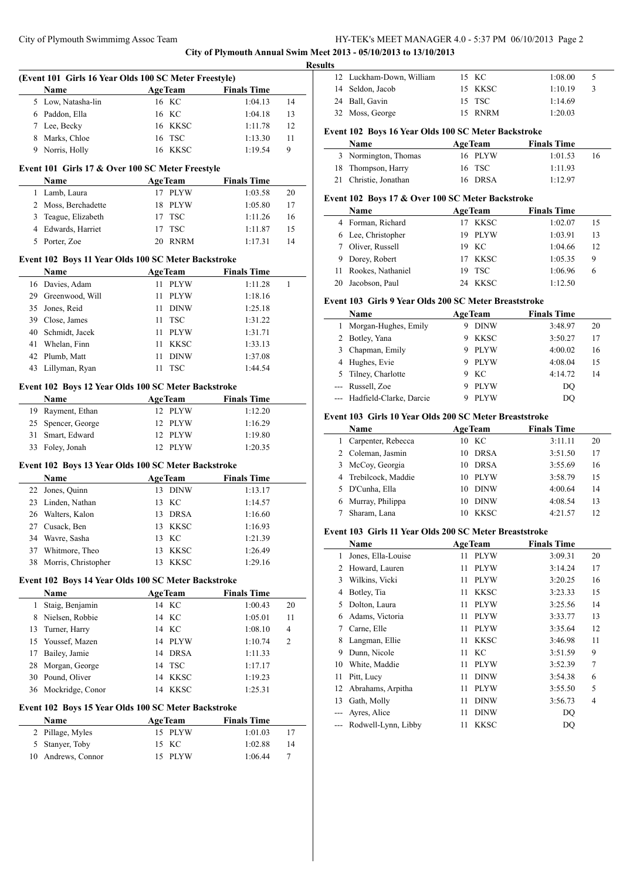**City of Plymouth Annual Swim Meet 2013 - 05/10/2013 to 13/10/2013**

**Results**

### (Event 101 Girls 16 Year Olds 100 SC Meter Freestyle)

| | Name | Age | Team | Finals Time | |
|---|---|---|---|---|---|
| 5 | Low, Natasha-lin | 16 | KC | 1:04.13 | 14 |
| 6 | Paddon, Ella | 16 | KC | 1:04.18 | 13 |
| 7 | Lee, Becky | 16 | KKSC | 1:11.78 | 12 |
| 8 | Marks, Chloe | 16 | TSC | 1:13.30 | 11 |
| 9 | Norris, Holly | 16 | KKSC | 1:19.54 | 9 |

### Event 101 Girls 17 & Over 100 SC Meter Freestyle

| | Name | Age | Team | Finals Time | |
|---|---|---|---|---|---|
| 1 | Lamb, Laura | 17 | PLYW | 1:03.58 | 20 |
| 2 | Moss, Berchadette | 18 | PLYW | 1:05.80 | 17 |
| 3 | Teague, Elizabeth | 17 | TSC | 1:11.26 | 16 |
| 4 | Edwards, Harriet | 17 | TSC | 1:11.87 | 15 |
| 5 | Porter, Zoe | 20 | RNRM | 1:17.31 | 14 |

### Event 102 Boys 11 Year Olds 100 SC Meter Backstroke

| | Name | Age | Team | Finals Time | |
|---|---|---|---|---|---|
| 16 | Davies, Adam | 11 | PLYW | 1:11.28 | 1 |
| 29 | Greenwood, Will | 11 | PLYW | 1:18.16 | |
| 35 | Jones, Reid | 11 | DINW | 1:25.18 | |
| 39 | Close, James | 11 | TSC | 1:31.22 | |
| 40 | Schmidt, Jacek | 11 | PLYW | 1:31.71 | |
| 41 | Whelan, Finn | 11 | KKSC | 1:33.13 | |
| 42 | Plumb, Matt | 11 | DINW | 1:37.08 | |
| 43 | Lillyman, Ryan | 11 | TSC | 1:44.54 | |

### Event 102 Boys 12 Year Olds 100 SC Meter Backstroke

| | Name | Age | Team | Finals Time |
|---|---|---|---|---|
| 19 | Rayment, Ethan | 12 | PLYW | 1:12.20 |
| 25 | Spencer, George | 12 | PLYW | 1:16.29 |
| 31 | Smart, Edward | 12 | PLYW | 1:19.80 |
| 33 | Foley, Jonah | 12 | PLYW | 1:20.35 |

### Event 102 Boys 13 Year Olds 100 SC Meter Backstroke

| | Name | Age | Team | Finals Time |
|---|---|---|---|---|
| 22 | Jones, Quinn | 13 | DINW | 1:13.17 |
| 23 | Linden, Nathan | 13 | KC | 1:14.57 |
| 26 | Walters, Kalon | 13 | DRSA | 1:16.60 |
| 27 | Cusack, Ben | 13 | KKSC | 1:16.93 |
| 34 | Wavre, Sasha | 13 | KC | 1:21.39 |
| 37 | Whitmore, Theo | 13 | KKSC | 1:26.49 |
| 38 | Morris, Christopher | 13 | KKSC | 1:29.16 |

### Event 102 Boys 14 Year Olds 100 SC Meter Backstroke

| | Name | Age | Team | Finals Time | |
|---|---|---|---|---|---|
| 1 | Staig, Benjamin | 14 | KC | 1:00.43 | 20 |
| 8 | Nielsen, Robbie | 14 | KC | 1:05.01 | 11 |
| 13 | Turner, Harry | 14 | KC | 1:08.10 | 4 |
| 15 | Youssef, Mazen | 14 | PLYW | 1:10.74 | 2 |
| 17 | Bailey, Jamie | 14 | DRSA | 1:11.33 | |
| 28 | Morgan, George | 14 | TSC | 1:17.17 | |
| 30 | Pound, Oliver | 14 | KKSC | 1:19.23 | |
| 36 | Mockridge, Conor | 14 | KKSC | 1:25.31 | |

### Event 102 Boys 15 Year Olds 100 SC Meter Backstroke

| | Name | Age | Team | Finals Time | |
|---|---|---|---|---|---|
| 2 | Pillage, Myles | 15 | PLYW | 1:01.03 | 17 |
| 5 | Stanyer, Toby | 15 | KC | 1:02.88 | 14 |
| 10 | Andrews, Connor | 15 | PLYW | 1:06.44 | 7 |
| 12 | Luckham-Down, William | 15 | KC | 1:08.00 | 5 |
| 14 | Seldon, Jacob | 15 | KKSC | 1:10.19 | 3 |
| 24 | Ball, Gavin | 15 | TSC | 1:14.69 | |
| 32 | Moss, George | 15 | RNRM | 1:20.03 | |

### Event 102 Boys 16 Year Olds 100 SC Meter Backstroke

| | Name | Age | Team | Finals Time | |
|---|---|---|---|---|---|
| 3 | Normington, Thomas | 16 | PLYW | 1:01.53 | 16 |
| 18 | Thompson, Harry | 16 | TSC | 1:11.93 | |
| 21 | Christie, Jonathan | 16 | DRSA | 1:12.97 | |

### Event 102 Boys 17 & Over 100 SC Meter Backstroke

| | Name | Age | Team | Finals Time | |
|---|---|---|---|---|---|
| 4 | Forman, Richard | 17 | KKSC | 1:02.07 | 15 |
| 6 | Lee, Christopher | 19 | PLYW | 1:03.91 | 13 |
| 7 | Oliver, Russell | 19 | KC | 1:04.66 | 12 |
| 9 | Dorey, Robert | 17 | KKSC | 1:05.35 | 9 |
| 11 | Rookes, Nathaniel | 19 | TSC | 1:06.96 | 6 |
| 20 | Jacobson, Paul | 24 | KKSC | 1:12.50 | |

### Event 103 Girls 9 Year Olds 200 SC Meter Breaststroke

| | Name | Age | Team | Finals Time | |
|---|---|---|---|---|---|
| 1 | Morgan-Hughes, Emily | 9 | DINW | 3:48.97 | 20 |
| 2 | Botley, Yana | 9 | KKSC | 3:50.27 | 17 |
| 3 | Chapman, Emily | 9 | PLYW | 4:00.02 | 16 |
| 4 | Hughes, Evie | 9 | PLYW | 4:08.04 | 15 |
| 5 | Tilney, Charlotte | 9 | KC | 4:14.72 | 14 |
| --- | Russell, Zoe | 9 | PLYW | DQ | |
| --- | Hadfield-Clarke, Darcie | 9 | PLYW | DQ | |

### Event 103 Girls 10 Year Olds 200 SC Meter Breaststroke

| | Name | Age | Team | Finals Time | |
|---|---|---|---|---|---|
| 1 | Carpenter, Rebecca | 10 | KC | 3:11.11 | 20 |
| 2 | Coleman, Jasmin | 10 | DRSA | 3:51.50 | 17 |
| 3 | McCoy, Georgia | 10 | DRSA | 3:55.69 | 16 |
| 4 | Trebilcock, Maddie | 10 | PLYW | 3:58.79 | 15 |
| 5 | D'Cunha, Ella | 10 | DINW | 4:00.64 | 14 |
| 6 | Murray, Philippa | 10 | DINW | 4:08.54 | 13 |
| 7 | Sharam, Lana | 10 | KKSC | 4:21.57 | 12 |

### Event 103 Girls 11 Year Olds 200 SC Meter Breaststroke

| | Name | Age | Team | Finals Time | |
|---|---|---|---|---|---|
| 1 | Jones, Ella-Louise | 11 | PLYW | 3:09.31 | 20 |
| 2 | Howard, Lauren | 11 | PLYW | 3:14.24 | 17 |
| 3 | Wilkins, Vicki | 11 | PLYW | 3:20.25 | 16 |
| 4 | Botley, Tia | 11 | KKSC | 3:23.33 | 15 |
| 5 | Dolton, Laura | 11 | PLYW | 3:25.56 | 14 |
| 6 | Adams, Victoria | 11 | PLYW | 3:33.77 | 13 |
| 7 | Carne, Elle | 11 | PLYW | 3:35.64 | 12 |
| 8 | Langman, Ellie | 11 | KKSC | 3:46.98 | 11 |
| 9 | Dunn, Nicole | 11 | KC | 3:51.59 | 9 |
| 10 | White, Maddie | 11 | PLYW | 3:52.39 | 7 |
| 11 | Pitt, Lucy | 11 | DINW | 3:54.38 | 6 |
| 12 | Abrahams, Arpitha | 11 | PLYW | 3:55.50 | 5 |
| 13 | Gath, Molly | 11 | DINW | 3:56.73 | 4 |
| --- | Ayres, Alice | 11 | DINW | DQ | |
| --- | Rodwell-Lynn, Libby | 11 | KKSC | DQ | |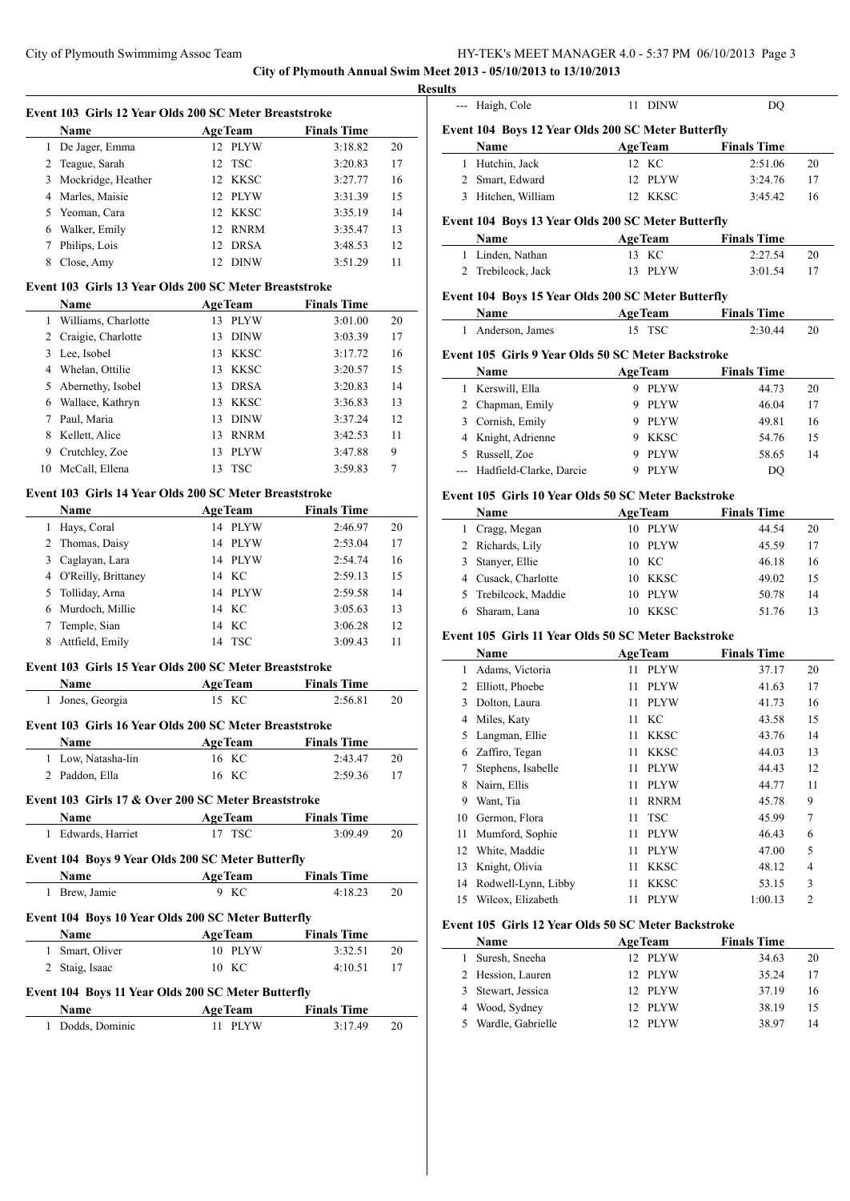**City of Plymouth Annual Swim Meet 2013 - 05/10/2013 to 13/10/2013**

**Results**

### Event 103 Girls 12 Year Olds 200 SC Meter Breaststroke

| | Name | Age | Team | Finals Time | |
|---|---|---|---|---|---|
| 1 | De Jager, Emma | 12 | PLYW | 3:18.82 | 20 |
| 2 | Teague, Sarah | 12 | TSC | 3:20.83 | 17 |
| 3 | Mockridge, Heather | 12 | KKSC | 3:27.77 | 16 |
| 4 | Marles, Maisie | 12 | PLYW | 3:31.39 | 15 |
| 5 | Yeoman, Cara | 12 | KKSC | 3:35.19 | 14 |
| 6 | Walker, Emily | 12 | RNRM | 3:35.47 | 13 |
| 7 | Philips, Lois | 12 | DRSA | 3:48.53 | 12 |
| 8 | Close, Amy | 12 | DINW | 3:51.29 | 11 |

### Event 103 Girls 13 Year Olds 200 SC Meter Breaststroke

| | Name | Age | Team | Finals Time | |
|---|---|---|---|---|---|
| 1 | Williams, Charlotte | 13 | PLYW | 3:01.00 | 20 |
| 2 | Craigie, Charlotte | 13 | DINW | 3:03.39 | 17 |
| 3 | Lee, Isobel | 13 | KKSC | 3:17.72 | 16 |
| 4 | Whelan, Ottilie | 13 | KKSC | 3:20.57 | 15 |
| 5 | Abernethy, Isobel | 13 | DRSA | 3:20.83 | 14 |
| 6 | Wallace, Kathryn | 13 | KKSC | 3:36.83 | 13 |
| 7 | Paul, Maria | 13 | DINW | 3:37.24 | 12 |
| 8 | Kellett, Alice | 13 | RNRM | 3:42.53 | 11 |
| 9 | Crutchley, Zoe | 13 | PLYW | 3:47.88 | 9 |
| 10 | McCall, Ellena | 13 | TSC | 3:59.83 | 7 |

### Event 103 Girls 14 Year Olds 200 SC Meter Breaststroke

| | Name | Age | Team | Finals Time | |
|---|---|---|---|---|---|
| 1 | Hays, Coral | 14 | PLYW | 2:46.97 | 20 |
| 2 | Thomas, Daisy | 14 | PLYW | 2:53.04 | 17 |
| 3 | Caglayan, Lara | 14 | PLYW | 2:54.74 | 16 |
| 4 | O'Reilly, Brittaney | 14 | KC | 2:59.13 | 15 |
| 5 | Tolliday, Arna | 14 | PLYW | 2:59.58 | 14 |
| 6 | Murdoch, Millie | 14 | KC | 3:05.63 | 13 |
| 7 | Temple, Sian | 14 | KC | 3:06.28 | 12 |
| 8 | Attfield, Emily | 14 | TSC | 3:09.43 | 11 |

### Event 103 Girls 15 Year Olds 200 SC Meter Breaststroke

| | Name | Age | Team | Finals Time | |
|---|---|---|---|---|---|
| 1 | Jones, Georgia | 15 | KC | 2:56.81 | 20 |

### Event 103 Girls 16 Year Olds 200 SC Meter Breaststroke

| | Name | Age | Team | Finals Time | |
|---|---|---|---|---|---|
| 1 | Low, Natasha-lin | 16 | KC | 2:43.47 | 20 |
| 2 | Paddon, Ella | 16 | KC | 2:59.36 | 17 |

### Event 103 Girls 17 & Over 200 SC Meter Breaststroke

| | Name | Age | Team | Finals Time | |
|---|---|---|---|---|---|
| 1 | Edwards, Harriet | 17 | TSC | 3:09.49 | 20 |

### Event 104 Boys 9 Year Olds 200 SC Meter Butterfly

| | Name | Age | Team | Finals Time | |
|---|---|---|---|---|---|
| 1 | Brew, Jamie | 9 | KC | 4:18.23 | 20 |

### Event 104 Boys 10 Year Olds 200 SC Meter Butterfly

| | Name | Age | Team | Finals Time | |
|---|---|---|---|---|---|
| 1 | Smart, Oliver | 10 | PLYW | 3:32.51 | 20 |
| 2 | Staig, Isaac | 10 | KC | 4:10.51 | 17 |

### Event 104 Boys 11 Year Olds 200 SC Meter Butterfly

| | Name | Age | Team | Finals Time | |
|---|---|---|---|---|---|
| 1 | Dodds, Dominic | 11 | PLYW | 3:17.49 | 20 |
| --- | Haigh, Cole | 11 | DINW | DQ | |

### Event 104 Boys 12 Year Olds 200 SC Meter Butterfly

| | Name | Age | Team | Finals Time | |
|---|---|---|---|---|---|
| 1 | Hutchin, Jack | 12 | KC | 2:51.06 | 20 |
| 2 | Smart, Edward | 12 | PLYW | 3:24.76 | 17 |
| 3 | Hitchen, William | 12 | KKSC | 3:45.42 | 16 |

### Event 104 Boys 13 Year Olds 200 SC Meter Butterfly

| | Name | Age | Team | Finals Time | |
|---|---|---|---|---|---|
| 1 | Linden, Nathan | 13 | KC | 2:27.54 | 20 |
| 2 | Trebilcock, Jack | 13 | PLYW | 3:01.54 | 17 |

### Event 104 Boys 15 Year Olds 200 SC Meter Butterfly

| | Name | Age | Team | Finals Time | |
|---|---|---|---|---|---|
| 1 | Anderson, James | 15 | TSC | 2:30.44 | 20 |

### Event 105 Girls 9 Year Olds 50 SC Meter Backstroke

| | Name | Age | Team | Finals Time | |
|---|---|---|---|---|---|
| 1 | Kerswill, Ella | 9 | PLYW | 44.73 | 20 |
| 2 | Chapman, Emily | 9 | PLYW | 46.04 | 17 |
| 3 | Cornish, Emily | 9 | PLYW | 49.81 | 16 |
| 4 | Knight, Adrienne | 9 | KKSC | 54.76 | 15 |
| 5 | Russell, Zoe | 9 | PLYW | 58.65 | 14 |
| --- | Hadfield-Clarke, Darcie | 9 | PLYW | DQ | |

### Event 105 Girls 10 Year Olds 50 SC Meter Backstroke

| | Name | Age | Team | Finals Time | |
|---|---|---|---|---|---|
| 1 | Cragg, Megan | 10 | PLYW | 44.54 | 20 |
| 2 | Richards, Lily | 10 | PLYW | 45.59 | 17 |
| 3 | Stanyer, Ellie | 10 | KC | 46.18 | 16 |
| 4 | Cusack, Charlotte | 10 | KKSC | 49.02 | 15 |
| 5 | Trebilcock, Maddie | 10 | PLYW | 50.78 | 14 |
| 6 | Sharam, Lana | 10 | KKSC | 51.76 | 13 |

### Event 105 Girls 11 Year Olds 50 SC Meter Backstroke

| | Name | Age | Team | Finals Time | |
|---|---|---|---|---|---|
| 1 | Adams, Victoria | 11 | PLYW | 37.17 | 20 |
| 2 | Elliott, Phoebe | 11 | PLYW | 41.63 | 17 |
| 3 | Dolton, Laura | 11 | PLYW | 41.73 | 16 |
| 4 | Miles, Katy | 11 | KC | 43.58 | 15 |
| 5 | Langman, Ellie | 11 | KKSC | 43.76 | 14 |
| 6 | Zaffiro, Tegan | 11 | KKSC | 44.03 | 13 |
| 7 | Stephens, Isabelle | 11 | PLYW | 44.43 | 12 |
| 8 | Nairn, Ellis | 11 | PLYW | 44.77 | 11 |
| 9 | Want, Tia | 11 | RNRM | 45.78 | 9 |
| 10 | Germon, Flora | 11 | TSC | 45.99 | 7 |
| 11 | Mumford, Sophie | 11 | PLYW | 46.43 | 6 |
| 12 | White, Maddie | 11 | PLYW | 47.00 | 5 |
| 13 | Knight, Olivia | 11 | KKSC | 48.12 | 4 |
| 14 | Rodwell-Lynn, Libby | 11 | KKSC | 53.15 | 3 |
| 15 | Wilcox, Elizabeth | 11 | PLYW | 1:00.13 | 2 |

### Event 105 Girls 12 Year Olds 50 SC Meter Backstroke

| | Name | Age | Team | Finals Time | |
|---|---|---|---|---|---|
| 1 | Suresh, Sneeha | 12 | PLYW | 34.63 | 20 |
| 2 | Hession, Lauren | 12 | PLYW | 35.24 | 17 |
| 3 | Stewart, Jessica | 12 | PLYW | 37.19 | 16 |
| 4 | Wood, Sydney | 12 | PLYW | 38.19 | 15 |
| 5 | Wardle, Gabrielle | 12 | PLYW | 38.97 | 14 |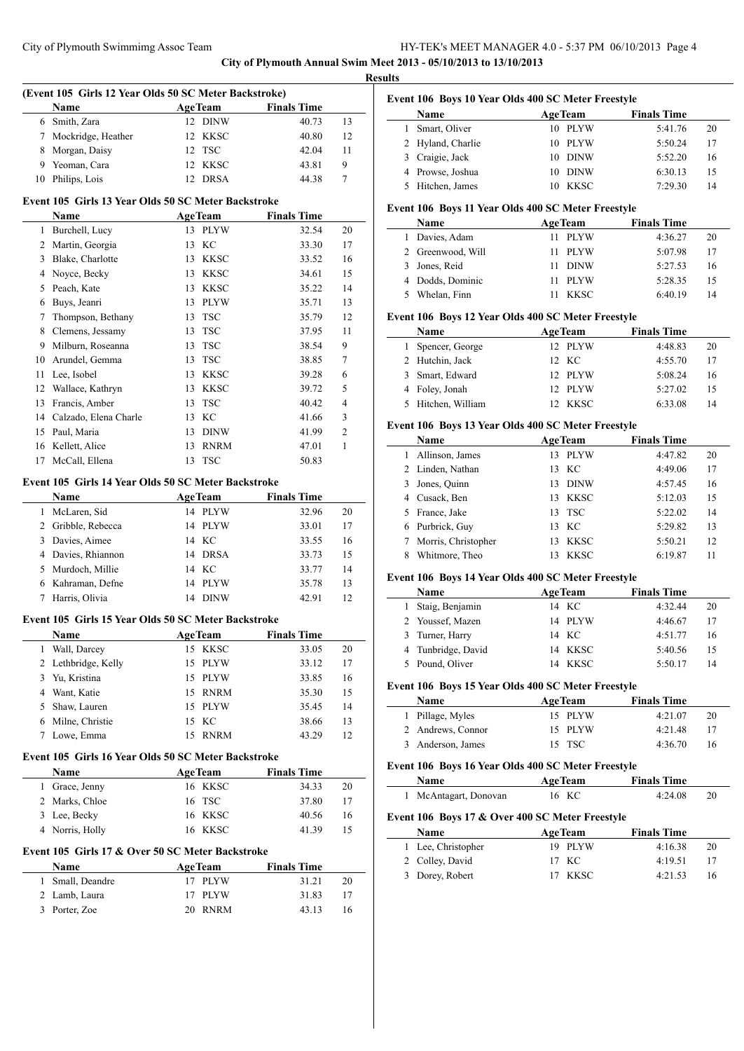**Results**

### (Event 105 Girls 12 Year Olds 50 SC Meter Backstroke)

| | Name | Age | Team | Finals Time | |
|---|---|---|---|---|---|
| 6 | Smith, Zara | 12 | DINW | 40.73 | 13 |
| 7 | Mockridge, Heather | 12 | KKSC | 40.80 | 12 |
| 8 | Morgan, Daisy | 12 | TSC | 42.04 | 11 |
| 9 | Yeoman, Cara | 12 | KKSC | 43.81 | 9 |
| 10 | Philips, Lois | 12 | DRSA | 44.38 | 7 |

### Event 105 Girls 13 Year Olds 50 SC Meter Backstroke

| | Name | Age | Team | Finals Time | |
|---|---|---|---|---|---|
| 1 | Burchell, Lucy | 13 | PLYW | 32.54 | 20 |
| 2 | Martin, Georgia | 13 | KC | 33.30 | 17 |
| 3 | Blake, Charlotte | 13 | KKSC | 33.52 | 16 |
| 4 | Noyce, Becky | 13 | KKSC | 34.61 | 15 |
| 5 | Peach, Kate | 13 | KKSC | 35.22 | 14 |
| 6 | Buys, Jeanri | 13 | PLYW | 35.71 | 13 |
| 7 | Thompson, Bethany | 13 | TSC | 35.79 | 12 |
| 8 | Clemens, Jessamy | 13 | TSC | 37.95 | 11 |
| 9 | Milburn, Roseanna | 13 | TSC | 38.54 | 9 |
| 10 | Arundel, Gemma | 13 | TSC | 38.85 | 7 |
| 11 | Lee, Isobel | 13 | KKSC | 39.28 | 6 |
| 12 | Wallace, Kathryn | 13 | KKSC | 39.72 | 5 |
| 13 | Francis, Amber | 13 | TSC | 40.42 | 4 |
| 14 | Calzado, Elena Charle | 13 | KC | 41.66 | 3 |
| 15 | Paul, Maria | 13 | DINW | 41.99 | 2 |
| 16 | Kellett, Alice | 13 | RNRM | 47.01 | 1 |
| 17 | McCall, Ellena | 13 | TSC | 50.83 | |

### Event 105 Girls 14 Year Olds 50 SC Meter Backstroke

| | Name | Age | Team | Finals Time | |
|---|---|---|---|---|---|
| 1 | McLaren, Sid | 14 | PLYW | 32.96 | 20 |
| 2 | Gribble, Rebecca | 14 | PLYW | 33.01 | 17 |
| 3 | Davies, Aimee | 14 | KC | 33.55 | 16 |
| 4 | Davies, Rhiannon | 14 | DRSA | 33.73 | 15 |
| 5 | Murdoch, Millie | 14 | KC | 33.77 | 14 |
| 6 | Kahraman, Defne | 14 | PLYW | 35.78 | 13 |
| 7 | Harris, Olivia | 14 | DINW | 42.91 | 12 |

### Event 105 Girls 15 Year Olds 50 SC Meter Backstroke

| | Name | Age | Team | Finals Time | |
|---|---|---|---|---|---|
| 1 | Wall, Darcey | 15 | KKSC | 33.05 | 20 |
| 2 | Lethbridge, Kelly | 15 | PLYW | 33.12 | 17 |
| 3 | Yu, Kristina | 15 | PLYW | 33.85 | 16 |
| 4 | Want, Katie | 15 | RNRM | 35.30 | 15 |
| 5 | Shaw, Lauren | 15 | PLYW | 35.45 | 14 |
| 6 | Milne, Christie | 15 | KC | 38.66 | 13 |
| 7 | Lowe, Emma | 15 | RNRM | 43.29 | 12 |

### Event 105 Girls 16 Year Olds 50 SC Meter Backstroke

| | Name | Age | Team | Finals Time | |
|---|---|---|---|---|---|
| 1 | Grace, Jenny | 16 | KKSC | 34.33 | 20 |
| 2 | Marks, Chloe | 16 | TSC | 37.80 | 17 |
| 3 | Lee, Becky | 16 | KKSC | 40.56 | 16 |
| 4 | Norris, Holly | 16 | KKSC | 41.39 | 15 |

### Event 105 Girls 17 & Over 50 SC Meter Backstroke

| | Name | Age | Team | Finals Time | |
|---|---|---|---|---|---|
| 1 | Small, Deandre | 17 | PLYW | 31.21 | 20 |
| 2 | Lamb, Laura | 17 | PLYW | 31.83 | 17 |
| 3 | Porter, Zoe | 20 | RNRM | 43.13 | 16 |

### Event 106 Boys 10 Year Olds 400 SC Meter Freestyle

| | Name | Age | Team | Finals Time | |
|---|---|---|---|---|---|
| 1 | Smart, Oliver | 10 | PLYW | 5:41.76 | 20 |
| 2 | Hyland, Charlie | 10 | PLYW | 5:50.24 | 17 |
| 3 | Craigie, Jack | 10 | DINW | 5:52.20 | 16 |
| 4 | Prowse, Joshua | 10 | DINW | 6:30.13 | 15 |
| 5 | Hitchen, James | 10 | KKSC | 7:29.30 | 14 |

### Event 106 Boys 11 Year Olds 400 SC Meter Freestyle

| | Name | Age | Team | Finals Time | |
|---|---|---|---|---|---|
| 1 | Davies, Adam | 11 | PLYW | 4:36.27 | 20 |
| 2 | Greenwood, Will | 11 | PLYW | 5:07.98 | 17 |
| 3 | Jones, Reid | 11 | DINW | 5:27.53 | 16 |
| 4 | Dodds, Dominic | 11 | PLYW | 5:28.35 | 15 |
| 5 | Whelan, Finn | 11 | KKSC | 6:40.19 | 14 |

### Event 106 Boys 12 Year Olds 400 SC Meter Freestyle

| | Name | Age | Team | Finals Time | |
|---|---|---|---|---|---|
| 1 | Spencer, George | 12 | PLYW | 4:48.83 | 20 |
| 2 | Hutchin, Jack | 12 | KC | 4:55.70 | 17 |
| 3 | Smart, Edward | 12 | PLYW | 5:08.24 | 16 |
| 4 | Foley, Jonah | 12 | PLYW | 5:27.02 | 15 |
| 5 | Hitchen, William | 12 | KKSC | 6:33.08 | 14 |

### Event 106 Boys 13 Year Olds 400 SC Meter Freestyle

| | Name | Age | Team | Finals Time | |
|---|---|---|---|---|---|
| 1 | Allinson, James | 13 | PLYW | 4:47.82 | 20 |
| 2 | Linden, Nathan | 13 | KC | 4:49.06 | 17 |
| 3 | Jones, Quinn | 13 | DINW | 4:57.45 | 16 |
| 4 | Cusack, Ben | 13 | KKSC | 5:12.03 | 15 |
| 5 | France, Jake | 13 | TSC | 5:22.02 | 14 |
| 6 | Purbrick, Guy | 13 | KC | 5:29.82 | 13 |
| 7 | Morris, Christopher | 13 | KKSC | 5:50.21 | 12 |
| 8 | Whitmore, Theo | 13 | KKSC | 6:19.87 | 11 |

### Event 106 Boys 14 Year Olds 400 SC Meter Freestyle

| | Name | Age | Team | Finals Time | |
|---|---|---|---|---|---|
| 1 | Staig, Benjamin | 14 | KC | 4:32.44 | 20 |
| 2 | Youssef, Mazen | 14 | PLYW | 4:46.67 | 17 |
| 3 | Turner, Harry | 14 | KC | 4:51.77 | 16 |
| 4 | Tunbridge, David | 14 | KKSC | 5:40.56 | 15 |
| 5 | Pound, Oliver | 14 | KKSC | 5:50.17 | 14 |

### Event 106 Boys 15 Year Olds 400 SC Meter Freestyle

| | Name | Age | Team | Finals Time | |
|---|---|---|---|---|---|
| 1 | Pillage, Myles | 15 | PLYW | 4:21.07 | 20 |
| 2 | Andrews, Connor | 15 | PLYW | 4:21.48 | 17 |
| 3 | Anderson, James | 15 | TSC | 4:36.70 | 16 |

### Event 106 Boys 16 Year Olds 400 SC Meter Freestyle

| | Name | Age | Team | Finals Time | |
|---|---|---|---|---|---|
| 1 | McAntagart, Donovan | 16 | KC | 4:24.08 | 20 |

### Event 106 Boys 17 & Over 400 SC Meter Freestyle

| | Name | Age | Team | Finals Time | |
|---|---|---|---|---|---|
| 1 | Lee, Christopher | 19 | PLYW | 4:16.38 | 20 |
| 2 | Colley, David | 17 | KC | 4:19.51 | 17 |
| 3 | Dorey, Robert | 17 | KKSC | 4:21.53 | 16 |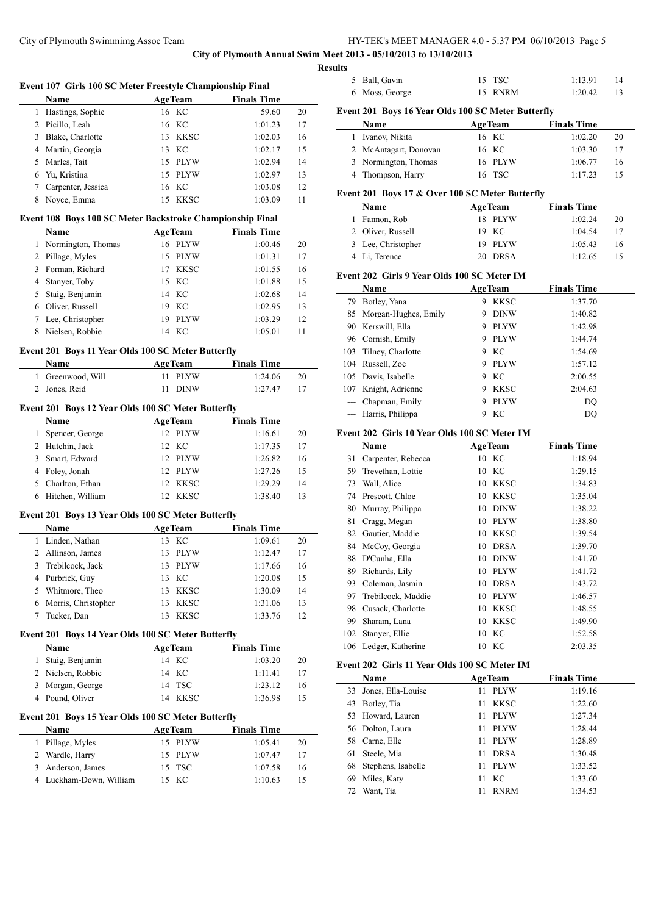**City of Plymouth Annual Swim Meet 2013 - 05/10/2013 to 13/10/2013**

**Results**

#### Event 107 Girls 100 SC Meter Freestyle Championship Final

| | Name | Age | Team | Finals Time | |
|---|---|---|---|---|---|
| 1 | Hastings, Sophie | 16 | KC | 59.60 | 20 |
| 2 | Picillo, Leah | 16 | KC | 1:01.23 | 17 |
| 3 | Blake, Charlotte | 13 | KKSC | 1:02.03 | 16 |
| 4 | Martin, Georgia | 13 | KC | 1:02.17 | 15 |
| 5 | Marles, Tait | 15 | PLYW | 1:02.94 | 14 |
| 6 | Yu, Kristina | 15 | PLYW | 1:02.97 | 13 |
| 7 | Carpenter, Jessica | 16 | KC | 1:03.08 | 12 |
| 8 | Noyce, Emma | 15 | KKSC | 1:03.09 | 11 |

#### Event 108 Boys 100 SC Meter Backstroke Championship Final

| | Name | Age | Team | Finals Time | |
|---|---|---|---|---|---|
| 1 | Normington, Thomas | 16 | PLYW | 1:00.46 | 20 |
| 2 | Pillage, Myles | 15 | PLYW | 1:01.31 | 17 |
| 3 | Forman, Richard | 17 | KKSC | 1:01.55 | 16 |
| 4 | Stanyer, Toby | 15 | KC | 1:01.88 | 15 |
| 5 | Staig, Benjamin | 14 | KC | 1:02.68 | 14 |
| 6 | Oliver, Russell | 19 | KC | 1:02.95 | 13 |
| 7 | Lee, Christopher | 19 | PLYW | 1:03.29 | 12 |
| 8 | Nielsen, Robbie | 14 | KC | 1:05.01 | 11 |

#### Event 201 Boys 11 Year Olds 100 SC Meter Butterfly

| | Name | Age | Team | Finals Time | |
|---|---|---|---|---|---|
| 1 | Greenwood, Will | 11 | PLYW | 1:24.06 | 20 |
| 2 | Jones, Reid | 11 | DINW | 1:27.47 | 17 |

#### Event 201 Boys 12 Year Olds 100 SC Meter Butterfly

| | Name | Age | Team | Finals Time | |
|---|---|---|---|---|---|
| 1 | Spencer, George | 12 | PLYW | 1:16.61 | 20 |
| 2 | Hutchin, Jack | 12 | KC | 1:17.35 | 17 |
| 3 | Smart, Edward | 12 | PLYW | 1:26.82 | 16 |
| 4 | Foley, Jonah | 12 | PLYW | 1:27.26 | 15 |
| 5 | Charlton, Ethan | 12 | KKSC | 1:29.29 | 14 |
| 6 | Hitchen, William | 12 | KKSC | 1:38.40 | 13 |

#### Event 201 Boys 13 Year Olds 100 SC Meter Butterfly

| | Name | Age | Team | Finals Time | |
|---|---|---|---|---|---|
| 1 | Linden, Nathan | 13 | KC | 1:09.61 | 20 |
| 2 | Allinson, James | 13 | PLYW | 1:12.47 | 17 |
| 3 | Trebilcock, Jack | 13 | PLYW | 1:17.66 | 16 |
| 4 | Purbrick, Guy | 13 | KC | 1:20.08 | 15 |
| 5 | Whitmore, Theo | 13 | KKSC | 1:30.09 | 14 |
| 6 | Morris, Christopher | 13 | KKSC | 1:31.06 | 13 |
| 7 | Tucker, Dan | 13 | KKSC | 1:33.76 | 12 |

#### Event 201 Boys 14 Year Olds 100 SC Meter Butterfly

| | Name | Age | Team | Finals Time | |
|---|---|---|---|---|---|
| 1 | Staig, Benjamin | 14 | KC | 1:03.20 | 20 |
| 2 | Nielsen, Robbie | 14 | KC | 1:11.41 | 17 |
| 3 | Morgan, George | 14 | TSC | 1:23.12 | 16 |
| 4 | Pound, Oliver | 14 | KKSC | 1:36.98 | 15 |

#### Event 201 Boys 15 Year Olds 100 SC Meter Butterfly

| | Name | Age | Team | Finals Time | |
|---|---|---|---|---|---|
| 1 | Pillage, Myles | 15 | PLYW | 1:05.41 | 20 |
| 2 | Wardle, Harry | 15 | PLYW | 1:07.47 | 17 |
| 3 | Anderson, James | 15 | TSC | 1:07.58 | 16 |
| 4 | Luckham-Down, William | 15 | KC | 1:10.63 | 15 |
| 5 | Ball, Gavin | 15 | TSC | 1:13.91 | 14 |
| 6 | Moss, George | 15 | RNRM | 1:20.42 | 13 |

#### Event 201 Boys 16 Year Olds 100 SC Meter Butterfly

| | Name | Age | Team | Finals Time | |
|---|---|---|---|---|---|
| 1 | Ivanov, Nikita | 16 | KC | 1:02.20 | 20 |
| 2 | McAntagart, Donovan | 16 | KC | 1:03.30 | 17 |
| 3 | Normington, Thomas | 16 | PLYW | 1:06.77 | 16 |
| 4 | Thompson, Harry | 16 | TSC | 1:17.23 | 15 |

#### Event 201 Boys 17 & Over 100 SC Meter Butterfly

| | Name | Age | Team | Finals Time | |
|---|---|---|---|---|---|
| 1 | Fannon, Rob | 18 | PLYW | 1:02.24 | 20 |
| 2 | Oliver, Russell | 19 | KC | 1:04.54 | 17 |
| 3 | Lee, Christopher | 19 | PLYW | 1:05.43 | 16 |
| 4 | Li, Terence | 20 | DRSA | 1:12.65 | 15 |

#### Event 202 Girls 9 Year Olds 100 SC Meter IM

| | Name | Age | Team | Finals Time |
|---|---|---|---|---|
| 79 | Botley, Yana | 9 | KKSC | 1:37.70 |
| 85 | Morgan-Hughes, Emily | 9 | DINW | 1:40.82 |
| 90 | Kerswill, Ella | 9 | PLYW | 1:42.98 |
| 96 | Cornish, Emily | 9 | PLYW | 1:44.74 |
| 103 | Tilney, Charlotte | 9 | KC | 1:54.69 |
| 104 | Russell, Zoe | 9 | PLYW | 1:57.12 |
| 105 | Davis, Isabelle | 9 | KC | 2:00.55 |
| 107 | Knight, Adrienne | 9 | KKSC | 2:04.63 |
| --- | Chapman, Emily | 9 | PLYW | DQ |
| --- | Harris, Philippa | 9 | KC | DQ |

#### Event 202 Girls 10 Year Olds 100 SC Meter IM

| | Name | Age | Team | Finals Time |
|---|---|---|---|---|
| 31 | Carpenter, Rebecca | 10 | KC | 1:18.94 |
| 59 | Trevethan, Lottie | 10 | KC | 1:29.15 |
| 73 | Wall, Alice | 10 | KKSC | 1:34.83 |
| 74 | Prescott, Chloe | 10 | KKSC | 1:35.04 |
| 80 | Murray, Philippa | 10 | DINW | 1:38.22 |
| 81 | Cragg, Megan | 10 | PLYW | 1:38.80 |
| 82 | Gautier, Maddie | 10 | KKSC | 1:39.54 |
| 84 | McCoy, Georgia | 10 | DRSA | 1:39.70 |
| 88 | D'Cunha, Ella | 10 | DINW | 1:41.70 |
| 89 | Richards, Lily | 10 | PLYW | 1:41.72 |
| 93 | Coleman, Jasmin | 10 | DRSA | 1:43.72 |
| 97 | Trebilcock, Maddie | 10 | PLYW | 1:46.57 |
| 98 | Cusack, Charlotte | 10 | KKSC | 1:48.55 |
| 99 | Sharam, Lana | 10 | KKSC | 1:49.90 |
| 102 | Stanyer, Ellie | 10 | KC | 1:52.58 |
| 106 | Ledger, Katherine | 10 | KC | 2:03.35 |

#### Event 202 Girls 11 Year Olds 100 SC Meter IM

| | Name | Age | Team | Finals Time |
|---|---|---|---|---|
| 33 | Jones, Ella-Louise | 11 | PLYW | 1:19.16 |
| 43 | Botley, Tia | 11 | KKSC | 1:22.60 |
| 53 | Howard, Lauren | 11 | PLYW | 1:27.34 |
| 56 | Dolton, Laura | 11 | PLYW | 1:28.44 |
| 58 | Carne, Elle | 11 | PLYW | 1:28.89 |
| 61 | Steele, Mia | 11 | DRSA | 1:30.48 |
| 68 | Stephens, Isabelle | 11 | PLYW | 1:33.52 |
| 69 | Miles, Katy | 11 | KC | 1:33.60 |
| 72 | Want, Tia | 11 | RNRM | 1:34.53 |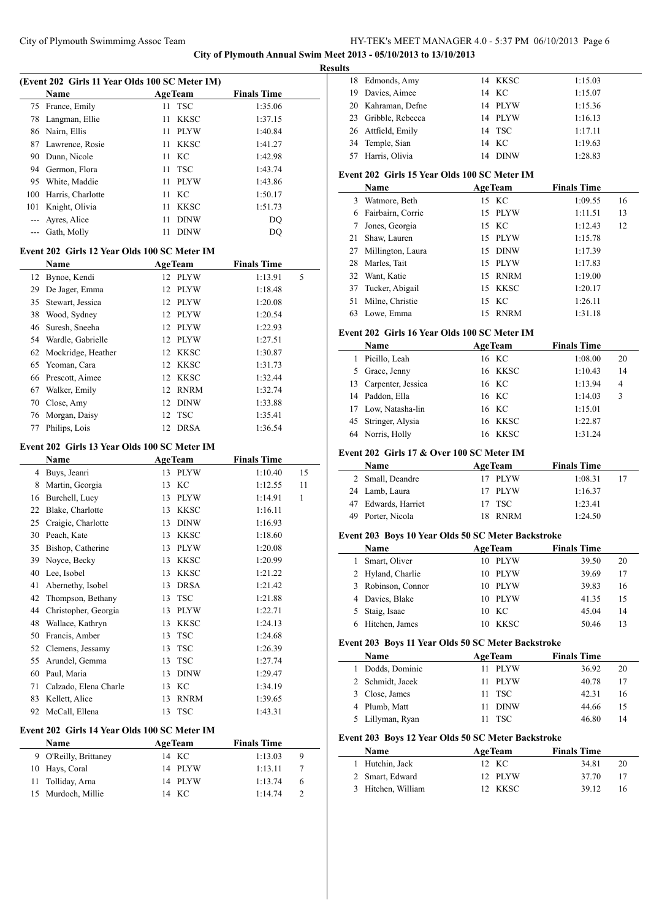**City of Plymouth Annual Swim Meet 2013 - 05/10/2013 to 13/10/2013**

**Results**

### (Event 202 Girls 11 Year Olds 100 SC Meter IM)

| | Name | Age | Team | Finals Time | |
|---|---|---|---|---|---|
| 75 | France, Emily | 11 | TSC | 1:35.06 | |
| 78 | Langman, Ellie | 11 | KKSC | 1:37.15 | |
| 86 | Nairn, Ellis | 11 | PLYW | 1:40.84 | |
| 87 | Lawrence, Rosie | 11 | KKSC | 1:41.27 | |
| 90 | Dunn, Nicole | 11 | KC | 1:42.98 | |
| 94 | Germon, Flora | 11 | TSC | 1:43.74 | |
| 95 | White, Maddie | 11 | PLYW | 1:43.86 | |
| 100 | Harris, Charlotte | 11 | KC | 1:50.17 | |
| 101 | Knight, Olivia | 11 | KKSC | 1:51.73 | |
| --- | Ayres, Alice | 11 | DINW | DQ | |
| --- | Gath, Molly | 11 | DINW | DQ | |

### Event 202 Girls 12 Year Olds 100 SC Meter IM

| | Name | Age | Team | Finals Time | |
|---|---|---|---|---|---|
| 12 | Bynoe, Kendi | 12 | PLYW | 1:13.91 | 5 |
| 29 | De Jager, Emma | 12 | PLYW | 1:18.48 | |
| 35 | Stewart, Jessica | 12 | PLYW | 1:20.08 | |
| 38 | Wood, Sydney | 12 | PLYW | 1:20.54 | |
| 46 | Suresh, Sneeha | 12 | PLYW | 1:22.93 | |
| 54 | Wardle, Gabrielle | 12 | PLYW | 1:27.51 | |
| 62 | Mockridge, Heather | 12 | KKSC | 1:30.87 | |
| 65 | Yeoman, Cara | 12 | KKSC | 1:31.73 | |
| 66 | Prescott, Aimee | 12 | KKSC | 1:32.44 | |
| 67 | Walker, Emily | 12 | RNRM | 1:32.74 | |
| 70 | Close, Amy | 12 | DINW | 1:33.88 | |
| 76 | Morgan, Daisy | 12 | TSC | 1:35.41 | |
| 77 | Philips, Lois | 12 | DRSA | 1:36.54 | |

### Event 202 Girls 13 Year Olds 100 SC Meter IM

| | Name | Age | Team | Finals Time | |
|---|---|---|---|---|---|
| 4 | Buys, Jeanri | 13 | PLYW | 1:10.40 | 15 |
| 8 | Martin, Georgia | 13 | KC | 1:12.55 | 11 |
| 16 | Burchell, Lucy | 13 | PLYW | 1:14.91 | 1 |
| 22 | Blake, Charlotte | 13 | KKSC | 1:16.11 | |
| 25 | Craigie, Charlotte | 13 | DINW | 1:16.93 | |
| 30 | Peach, Kate | 13 | KKSC | 1:18.60 | |
| 35 | Bishop, Catherine | 13 | PLYW | 1:20.08 | |
| 39 | Noyce, Becky | 13 | KKSC | 1:20.99 | |
| 40 | Lee, Isobel | 13 | KKSC | 1:21.22 | |
| 41 | Abernethy, Isobel | 13 | DRSA | 1:21.42 | |
| 42 | Thompson, Bethany | 13 | TSC | 1:21.88 | |
| 44 | Christopher, Georgia | 13 | PLYW | 1:22.71 | |
| 48 | Wallace, Kathryn | 13 | KKSC | 1:24.13 | |
| 50 | Francis, Amber | 13 | TSC | 1:24.68 | |
| 52 | Clemens, Jessamy | 13 | TSC | 1:26.39 | |
| 55 | Arundel, Gemma | 13 | TSC | 1:27.74 | |
| 60 | Paul, Maria | 13 | DINW | 1:29.47 | |
| 71 | Calzado, Elena Charle | 13 | KC | 1:34.19 | |
| 83 | Kellett, Alice | 13 | RNRM | 1:39.65 | |
| 92 | McCall, Ellena | 13 | TSC | 1:43.31 | |

### Event 202 Girls 14 Year Olds 100 SC Meter IM

| | Name | Age | Team | Finals Time | |
|---|---|---|---|---|---|
| 9 | O'Reilly, Brittany | 14 | KC | 1:13.03 | 9 |
| 10 | Hays, Coral | 14 | PLYW | 1:13.11 | 7 |
| 11 | Tolliday, Arna | 14 | PLYW | 1:13.74 | 6 |
| 15 | Murdoch, Millie | 14 | KC | 1:14.74 | 2 |
| 18 | Edmonds, Amy | 14 | KKSC | 1:15.03 | |
| 19 | Davies, Aimee | 14 | KC | 1:15.07 | |
| 20 | Kahraman, Defne | 14 | PLYW | 1:15.36 | |
| 23 | Gribble, Rebecca | 14 | PLYW | 1:16.13 | |
| 26 | Attfield, Emily | 14 | TSC | 1:17.11 | |
| 34 | Temple, Sian | 14 | KC | 1:19.63 | |
| 57 | Harris, Olivia | 14 | DINW | 1:28.83 | |

### Event 202 Girls 15 Year Olds 100 SC Meter IM

| | Name | Age | Team | Finals Time | |
|---|---|---|---|---|---|
| 3 | Watmore, Beth | 15 | KC | 1:09.55 | 16 |
| 6 | Fairbairn, Corrie | 15 | PLYW | 1:11.51 | 13 |
| 7 | Jones, Georgia | 15 | KC | 1:12.43 | 12 |
| 21 | Shaw, Lauren | 15 | PLYW | 1:15.78 | |
| 27 | Millington, Laura | 15 | DINW | 1:17.39 | |
| 28 | Marles, Tait | 15 | PLYW | 1:17.83 | |
| 32 | Want, Katie | 15 | RNRM | 1:19.00 | |
| 37 | Tucker, Abigail | 15 | KKSC | 1:20.17 | |
| 51 | Milne, Christie | 15 | KC | 1:26.11 | |
| 63 | Lowe, Emma | 15 | RNRM | 1:31.18 | |

### Event 202 Girls 16 Year Olds 100 SC Meter IM

| | Name | Age | Team | Finals Time | |
|---|---|---|---|---|---|
| 1 | Picillo, Leah | 16 | KC | 1:08.00 | 20 |
| 5 | Grace, Jenny | 16 | KKSC | 1:10.43 | 14 |
| 13 | Carpenter, Jessica | 16 | KC | 1:13.94 | 4 |
| 14 | Paddon, Ella | 16 | KC | 1:14.03 | 3 |
| 17 | Low, Natasha-lin | 16 | KC | 1:15.01 | |
| 45 | Stringer, Alysia | 16 | KKSC | 1:22.87 | |
| 64 | Norris, Holly | 16 | KKSC | 1:31.24 | |

### Event 202 Girls 17 & Over 100 SC Meter IM

| | Name | Age | Team | Finals Time | |
|---|---|---|---|---|---|
| 2 | Small, Deandre | 17 | PLYW | 1:08.31 | 17 |
| 24 | Lamb, Laura | 17 | PLYW | 1:16.37 | |
| 47 | Edwards, Harriet | 17 | TSC | 1:23.41 | |
| 49 | Porter, Nicola | 18 | RNRM | 1:24.50 | |

### Event 203 Boys 10 Year Olds 50 SC Meter Backstroke

| | Name | Age | Team | Finals Time | |
|---|---|---|---|---|---|
| 1 | Smart, Oliver | 10 | PLYW | 39.50 | 20 |
| 2 | Hyland, Charlie | 10 | PLYW | 39.69 | 17 |
| 3 | Robinson, Connor | 10 | PLYW | 39.83 | 16 |
| 4 | Davies, Blake | 10 | PLYW | 41.35 | 15 |
| 5 | Staig, Isaac | 10 | KC | 45.04 | 14 |
| 6 | Hitchen, James | 10 | KKSC | 50.46 | 13 |

### Event 203 Boys 11 Year Olds 50 SC Meter Backstroke

| | Name | Age | Team | Finals Time | |
|---|---|---|---|---|---|
| 1 | Dodds, Dominic | 11 | PLYW | 36.92 | 20 |
| 2 | Schmidt, Jacek | 11 | PLYW | 40.78 | 17 |
| 3 | Close, James | 11 | TSC | 42.31 | 16 |
| 4 | Plumb, Matt | 11 | DINW | 44.66 | 15 |
| 5 | Lillyman, Ryan | 11 | TSC | 46.80 | 14 |

### Event 203 Boys 12 Year Olds 50 SC Meter Backstroke

| | Name | Age | Team | Finals Time | |
|---|---|---|---|---|---|
| 1 | Hutchin, Jack | 12 | KC | 34.81 | 20 |
| 2 | Smart, Edward | 12 | PLYW | 37.70 | 17 |
| 3 | Hitchen, William | 12 | KKSC | 39.12 | 16 |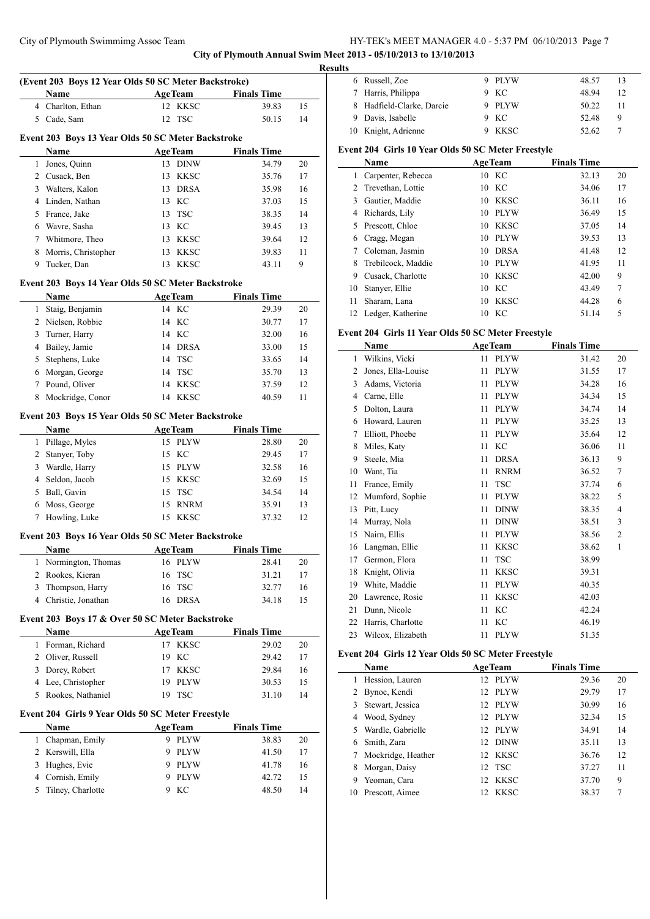# City of Plymouth Annual Swim Meet 2013 - 05/10/2013 to 13/10/2013

## Results

### (Event 203 Boys 12 Year Olds 50 SC Meter Backstroke)

| | Name | Age | Team | Finals Time | |
|---|---|---|---|---|---|
| 4 | Charlton, Ethan | 12 | KKSC | 39.83 | 15 |
| 5 | Cade, Sam | 12 | TSC | 50.15 | 14 |

### Event 203 Boys 13 Year Olds 50 SC Meter Backstroke

| | Name | Age | Team | Finals Time | |
|---|---|---|---|---|---|
| 1 | Jones, Quinn | 13 | DINW | 34.79 | 20 |
| 2 | Cusack, Ben | 13 | KKSC | 35.76 | 17 |
| 3 | Walters, Kalon | 13 | DRSA | 35.98 | 16 |
| 4 | Linden, Nathan | 13 | KC | 37.03 | 15 |
| 5 | France, Jake | 13 | TSC | 38.35 | 14 |
| 6 | Wavre, Sasha | 13 | KC | 39.45 | 13 |
| 7 | Whitmore, Theo | 13 | KKSC | 39.64 | 12 |
| 8 | Morris, Christopher | 13 | KKSC | 39.83 | 11 |
| 9 | Tucker, Dan | 13 | KKSC | 43.11 | 9 |

### Event 203 Boys 14 Year Olds 50 SC Meter Backstroke

| | Name | Age | Team | Finals Time | |
|---|---|---|---|---|---|
| 1 | Staig, Benjamin | 14 | KC | 29.39 | 20 |
| 2 | Nielsen, Robbie | 14 | KC | 30.77 | 17 |
| 3 | Turner, Harry | 14 | KC | 32.00 | 16 |
| 4 | Bailey, Jamie | 14 | DRSA | 33.00 | 15 |
| 5 | Stephens, Luke | 14 | TSC | 33.65 | 14 |
| 6 | Morgan, George | 14 | TSC | 35.70 | 13 |
| 7 | Pound, Oliver | 14 | KKSC | 37.59 | 12 |
| 8 | Mockridge, Conor | 14 | KKSC | 40.59 | 11 |

### Event 203 Boys 15 Year Olds 50 SC Meter Backstroke

| | Name | Age | Team | Finals Time | |
|---|---|---|---|---|---|
| 1 | Pillage, Myles | 15 | PLYW | 28.80 | 20 |
| 2 | Stanyer, Toby | 15 | KC | 29.45 | 17 |
| 3 | Wardle, Harry | 15 | PLYW | 32.58 | 16 |
| 4 | Seldon, Jacob | 15 | KKSC | 32.69 | 15 |
| 5 | Ball, Gavin | 15 | TSC | 34.54 | 14 |
| 6 | Moss, George | 15 | RNRM | 35.91 | 13 |
| 7 | Howling, Luke | 15 | KKSC | 37.32 | 12 |

### Event 203 Boys 16 Year Olds 50 SC Meter Backstroke

| | Name | Age | Team | Finals Time | |
|---|---|---|---|---|---|
| 1 | Normington, Thomas | 16 | PLYW | 28.41 | 20 |
| 2 | Rookes, Kieran | 16 | TSC | 31.21 | 17 |
| 3 | Thompson, Harry | 16 | TSC | 32.77 | 16 |
| 4 | Christie, Jonathan | 16 | DRSA | 34.18 | 15 |

### Event 203 Boys 17 & Over 50 SC Meter Backstroke

| | Name | Age | Team | Finals Time | |
|---|---|---|---|---|---|
| 1 | Forman, Richard | 17 | KKSC | 29.02 | 20 |
| 2 | Oliver, Russell | 19 | KC | 29.42 | 17 |
| 3 | Dorey, Robert | 17 | KKSC | 29.84 | 16 |
| 4 | Lee, Christopher | 19 | PLYW | 30.53 | 15 |
| 5 | Rookes, Nathaniel | 19 | TSC | 31.10 | 14 |

### Event 204 Girls 9 Year Olds 50 SC Meter Freestyle

| | Name | Age | Team | Finals Time | |
|---|---|---|---|---|---|
| 1 | Chapman, Emily | 9 | PLYW | 38.83 | 20 |
| 2 | Kerswill, Ella | 9 | PLYW | 41.50 | 17 |
| 3 | Hughes, Evie | 9 | PLYW | 41.78 | 16 |
| 4 | Cornish, Emily | 9 | PLYW | 42.72 | 15 |
| 5 | Tilney, Charlotte | 9 | KC | 48.50 | 14 |
| 6 | Russell, Zoe | 9 | PLYW | 48.57 | 13 |
| 7 | Harris, Philippa | 9 | KC | 48.94 | 12 |
| 8 | Hadfield-Clarke, Darcie | 9 | PLYW | 50.22 | 11 |
| 9 | Davis, Isabelle | 9 | KC | 52.48 | 9 |
| 10 | Knight, Adrienne | 9 | KKSC | 52.62 | 7 |

### Event 204 Girls 10 Year Olds 50 SC Meter Freestyle

| | Name | Age | Team | Finals Time | |
|---|---|---|---|---|---|
| 1 | Carpenter, Rebecca | 10 | KC | 32.13 | 20 |
| 2 | Trevethan, Lottie | 10 | KC | 34.06 | 17 |
| 3 | Gautier, Maddie | 10 | KKSC | 36.11 | 16 |
| 4 | Richards, Lily | 10 | PLYW | 36.49 | 15 |
| 5 | Prescott, Chloe | 10 | KKSC | 37.05 | 14 |
| 6 | Cragg, Megan | 10 | PLYW | 39.53 | 13 |
| 7 | Coleman, Jasmin | 10 | DRSA | 41.48 | 12 |
| 8 | Trebilcock, Maddie | 10 | PLYW | 41.95 | 11 |
| 9 | Cusack, Charlotte | 10 | KKSC | 42.00 | 9 |
| 10 | Stanyer, Ellie | 10 | KC | 43.49 | 7 |
| 11 | Sharam, Lana | 10 | KKSC | 44.28 | 6 |
| 12 | Ledger, Katherine | 10 | KC | 51.14 | 5 |

### Event 204 Girls 11 Year Olds 50 SC Meter Freestyle

| | Name | Age | Team | Finals Time | |
|---|---|---|---|---|---|
| 1 | Wilkins, Vicki | 11 | PLYW | 31.42 | 20 |
| 2 | Jones, Ella-Louise | 11 | PLYW | 31.55 | 17 |
| 3 | Adams, Victoria | 11 | PLYW | 34.28 | 16 |
| 4 | Carne, Elle | 11 | PLYW | 34.34 | 15 |
| 5 | Dolton, Laura | 11 | PLYW | 34.74 | 14 |
| 6 | Howard, Lauren | 11 | PLYW | 35.25 | 13 |
| 7 | Elliott, Phoebe | 11 | PLYW | 35.64 | 12 |
| 8 | Miles, Katy | 11 | KC | 36.06 | 11 |
| 9 | Steele, Mia | 11 | DRSA | 36.13 | 9 |
| 10 | Want, Tia | 11 | RNRM | 36.52 | 7 |
| 11 | France, Emily | 11 | TSC | 37.74 | 6 |
| 12 | Mumford, Sophie | 11 | PLYW | 38.22 | 5 |
| 13 | Pitt, Lucy | 11 | DINW | 38.35 | 4 |
| 14 | Murray, Nola | 11 | DINW | 38.51 | 3 |
| 15 | Nairn, Ellis | 11 | PLYW | 38.56 | 2 |
| 16 | Langman, Ellie | 11 | KKSC | 38.62 | 1 |
| 17 | Germon, Flora | 11 | TSC | 38.99 | |
| 18 | Knight, Olivia | 11 | KKSC | 39.31 | |
| 19 | White, Maddie | 11 | PLYW | 40.35 | |
| 20 | Lawrence, Rosie | 11 | KKSC | 42.03 | |
| 21 | Dunn, Nicole | 11 | KC | 42.24 | |
| 22 | Harris, Charlotte | 11 | KC | 46.19 | |
| 23 | Wilcox, Elizabeth | 11 | PLYW | 51.35 | |

### Event 204 Girls 12 Year Olds 50 SC Meter Freestyle

| | Name | Age | Team | Finals Time | |
|---|---|---|---|---|---|
| 1 | Hession, Lauren | 12 | PLYW | 29.36 | 20 |
| 2 | Bynoe, Kendi | 12 | PLYW | 29.79 | 17 |
| 3 | Stewart, Jessica | 12 | PLYW | 30.99 | 16 |
| 4 | Wood, Sydney | 12 | PLYW | 32.34 | 15 |
| 5 | Wardle, Gabrielle | 12 | PLYW | 34.91 | 14 |
| 6 | Smith, Zara | 12 | DINW | 35.11 | 13 |
| 7 | Mockridge, Heather | 12 | KKSC | 36.76 | 12 |
| 8 | Morgan, Daisy | 12 | TSC | 37.27 | 11 |
| 9 | Yeoman, Cara | 12 | KKSC | 37.70 | 9 |
| 10 | Prescott, Aimee | 12 | KKSC | 38.37 | 7 |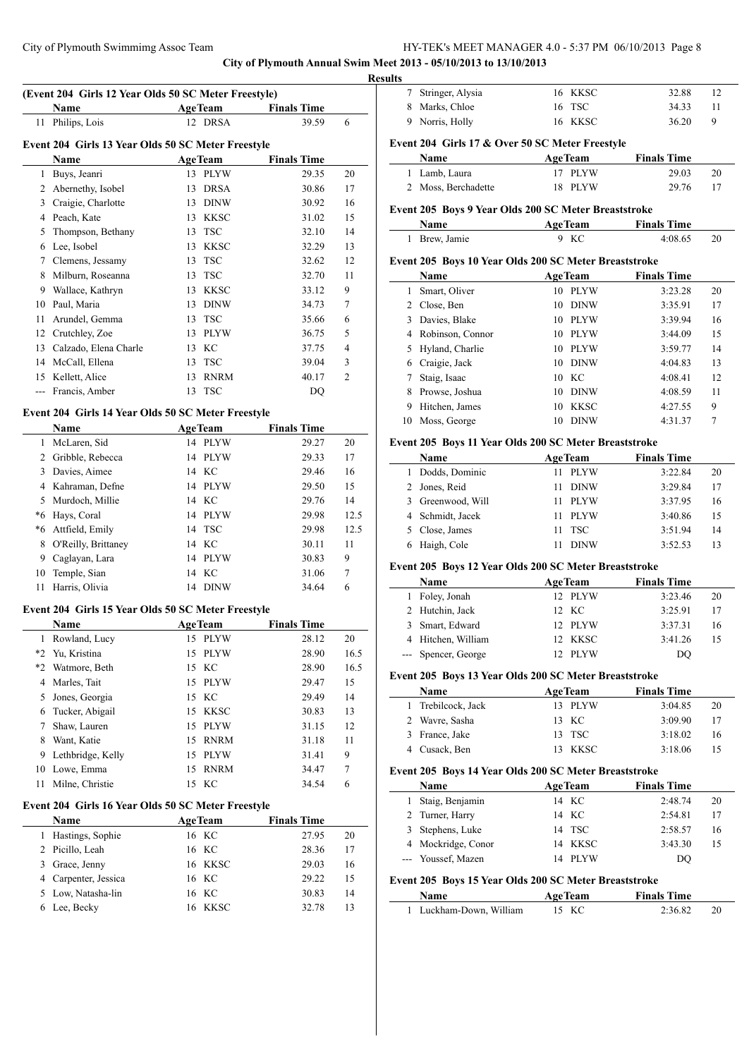## Results

### (Event 204 Girls 12 Year Olds 50 SC Meter Freestyle)

| | Name | Age | Team | Finals Time | |
|---|---|---|---|---|---|
| 11 | Philips, Lois | 12 | DRSA | 39.59 | 6 |

### Event 204 Girls 13 Year Olds 50 SC Meter Freestyle

| | Name | Age | Team | Finals Time | |
|---|---|---|---|---|---|
| 1 | Buys, Jeanri | 13 | PLYW | 29.35 | 20 |
| 2 | Abernethy, Isobel | 13 | DRSA | 30.86 | 17 |
| 3 | Craigie, Charlotte | 13 | DINW | 30.92 | 16 |
| 4 | Peach, Kate | 13 | KKSC | 31.02 | 15 |
| 5 | Thompson, Bethany | 13 | TSC | 32.10 | 14 |
| 6 | Lee, Isobel | 13 | KKSC | 32.29 | 13 |
| 7 | Clemens, Jessamy | 13 | TSC | 32.62 | 12 |
| 8 | Milburn, Roseanna | 13 | TSC | 32.70 | 11 |
| 9 | Wallace, Kathryn | 13 | KKSC | 33.12 | 9 |
| 10 | Paul, Maria | 13 | DINW | 34.73 | 7 |
| 11 | Arundel, Gemma | 13 | TSC | 35.66 | 6 |
| 12 | Crutchley, Zoe | 13 | PLYW | 36.75 | 5 |
| 13 | Calzado, Elena Charle | 13 | KC | 37.75 | 4 |
| 14 | McCall, Ellena | 13 | TSC | 39.04 | 3 |
| 15 | Kellett, Alice | 13 | RNRM | 40.17 | 2 |
| --- | Francis, Amber | 13 | TSC | DQ | |

### Event 204 Girls 14 Year Olds 50 SC Meter Freestyle

| | Name | Age | Team | Finals Time | |
|---|---|---|---|---|---|
| 1 | McLaren, Sid | 14 | PLYW | 29.27 | 20 |
| 2 | Gribble, Rebecca | 14 | PLYW | 29.33 | 17 |
| 3 | Davies, Aimee | 14 | KC | 29.46 | 16 |
| 4 | Kahraman, Defne | 14 | PLYW | 29.50 | 15 |
| 5 | Murdoch, Millie | 14 | KC | 29.76 | 14 |
| *6 | Hays, Coral | 14 | PLYW | 29.98 | 12.5 |
| *6 | Attfield, Emily | 14 | TSC | 29.98 | 12.5 |
| 8 | O'Reilly, Brittaney | 14 | KC | 30.11 | 11 |
| 9 | Caglayan, Lara | 14 | PLYW | 30.83 | 9 |
| 10 | Temple, Sian | 14 | KC | 31.06 | 7 |
| 11 | Harris, Olivia | 14 | DINW | 34.64 | 6 |

### Event 204 Girls 15 Year Olds 50 SC Meter Freestyle

| | Name | Age | Team | Finals Time | |
|---|---|---|---|---|---|
| 1 | Rowland, Lucy | 15 | PLYW | 28.12 | 20 |
| *2 | Yu, Kristina | 15 | PLYW | 28.90 | 16.5 |
| *2 | Watmore, Beth | 15 | KC | 28.90 | 16.5 |
| 4 | Marles, Tait | 15 | PLYW | 29.47 | 15 |
| 5 | Jones, Georgia | 15 | KC | 29.49 | 14 |
| 6 | Tucker, Abigail | 15 | KKSC | 30.83 | 13 |
| 7 | Shaw, Lauren | 15 | PLYW | 31.15 | 12 |
| 8 | Want, Katie | 15 | RNRM | 31.18 | 11 |
| 9 | Lethbridge, Kelly | 15 | PLYW | 31.41 | 9 |
| 10 | Lowe, Emma | 15 | RNRM | 34.47 | 7 |
| 11 | Milne, Christie | 15 | KC | 34.54 | 6 |

### Event 204 Girls 16 Year Olds 50 SC Meter Freestyle

| | Name | Age | Team | Finals Time | |
|---|---|---|---|---|---|
| 1 | Hastings, Sophie | 16 | KC | 27.95 | 20 |
| 2 | Picillo, Leah | 16 | KC | 28.36 | 17 |
| 3 | Grace, Jenny | 16 | KKSC | 29.03 | 16 |
| 4 | Carpenter, Jessica | 16 | KC | 29.22 | 15 |
| 5 | Low, Natasha-lin | 16 | KC | 30.83 | 14 |
| 6 | Lee, Becky | 16 | KKSC | 32.78 | 13 |
| 7 | Stringer, Alysia | 16 | KKSC | 32.88 | 12 |
| 8 | Marks, Chloe | 16 | TSC | 34.33 | 11 |
| 9 | Norris, Holly | 16 | KKSC | 36.20 | 9 |

### Event 204 Girls 17 & Over 50 SC Meter Freestyle

| | Name | Age | Team | Finals Time | |
|---|---|---|---|---|---|
| 1 | Lamb, Laura | 17 | PLYW | 29.03 | 20 |
| 2 | Moss, Berchadette | 18 | PLYW | 29.76 | 17 |

### Event 205 Boys 9 Year Olds 200 SC Meter Breaststroke

| | Name | Age | Team | Finals Time | |
|---|---|---|---|---|---|
| 1 | Brew, Jamie | 9 | KC | 4:08.65 | 20 |

### Event 205 Boys 10 Year Olds 200 SC Meter Breaststroke

| | Name | Age | Team | Finals Time | |
|---|---|---|---|---|---|
| 1 | Smart, Oliver | 10 | PLYW | 3:23.28 | 20 |
| 2 | Close, Ben | 10 | DINW | 3:35.91 | 17 |
| 3 | Davies, Blake | 10 | PLYW | 3:39.94 | 16 |
| 4 | Robinson, Connor | 10 | PLYW | 3:44.09 | 15 |
| 5 | Hyland, Charlie | 10 | PLYW | 3:59.77 | 14 |
| 6 | Craigie, Jack | 10 | DINW | 4:04.83 | 13 |
| 7 | Staig, Isaac | 10 | KC | 4:08.41 | 12 |
| 8 | Prowse, Joshua | 10 | DINW | 4:08.59 | 11 |
| 9 | Hitchen, James | 10 | KKSC | 4:27.55 | 9 |
| 10 | Moss, George | 10 | DINW | 4:31.37 | 7 |

### Event 205 Boys 11 Year Olds 200 SC Meter Breaststroke

| | Name | Age | Team | Finals Time | |
|---|---|---|---|---|---|
| 1 | Dodds, Dominic | 11 | PLYW | 3:22.84 | 20 |
| 2 | Jones, Reid | 11 | DINW | 3:29.84 | 17 |
| 3 | Greenwood, Will | 11 | PLYW | 3:37.95 | 16 |
| 4 | Schmidt, Jacek | 11 | PLYW | 3:40.86 | 15 |
| 5 | Close, James | 11 | TSC | 3:51.94 | 14 |
| 6 | Haigh, Cole | 11 | DINW | 3:52.53 | 13 |

### Event 205 Boys 12 Year Olds 200 SC Meter Breaststroke

| | Name | Age | Team | Finals Time | |
|---|---|---|---|---|---|
| 1 | Foley, Jonah | 12 | PLYW | 3:23.46 | 20 |
| 2 | Hutchin, Jack | 12 | KC | 3:25.91 | 17 |
| 3 | Smart, Edward | 12 | PLYW | 3:37.31 | 16 |
| 4 | Hitchen, William | 12 | KKSC | 3:41.26 | 15 |
| --- | Spencer, George | 12 | PLYW | DQ | |

### Event 205 Boys 13 Year Olds 200 SC Meter Breaststroke

| | Name | Age | Team | Finals Time | |
|---|---|---|---|---|---|
| 1 | Trebilcock, Jack | 13 | PLYW | 3:04.85 | 20 |
| 2 | Wavre, Sasha | 13 | KC | 3:09.90 | 17 |
| 3 | France, Jake | 13 | TSC | 3:18.02 | 16 |
| 4 | Cusack, Ben | 13 | KKSC | 3:18.06 | 15 |

### Event 205 Boys 14 Year Olds 200 SC Meter Breaststroke

| | Name | Age | Team | Finals Time | |
|---|---|---|---|---|---|
| 1 | Staig, Benjamin | 14 | KC | 2:48.74 | 20 |
| 2 | Turner, Harry | 14 | KC | 2:54.81 | 17 |
| 3 | Stephens, Luke | 14 | TSC | 2:58.57 | 16 |
| 4 | Mockridge, Conor | 14 | KKSC | 3:43.30 | 15 |
| --- | Youssef, Mazen | 14 | PLYW | DQ | |

### Event 205 Boys 15 Year Olds 200 SC Meter Breaststroke

| | Name | Age | Team | Finals Time | |
|---|---|---|---|---|---|
| 1 | Luckham-Down, William | 15 | KC | 2:36.82 | 20 |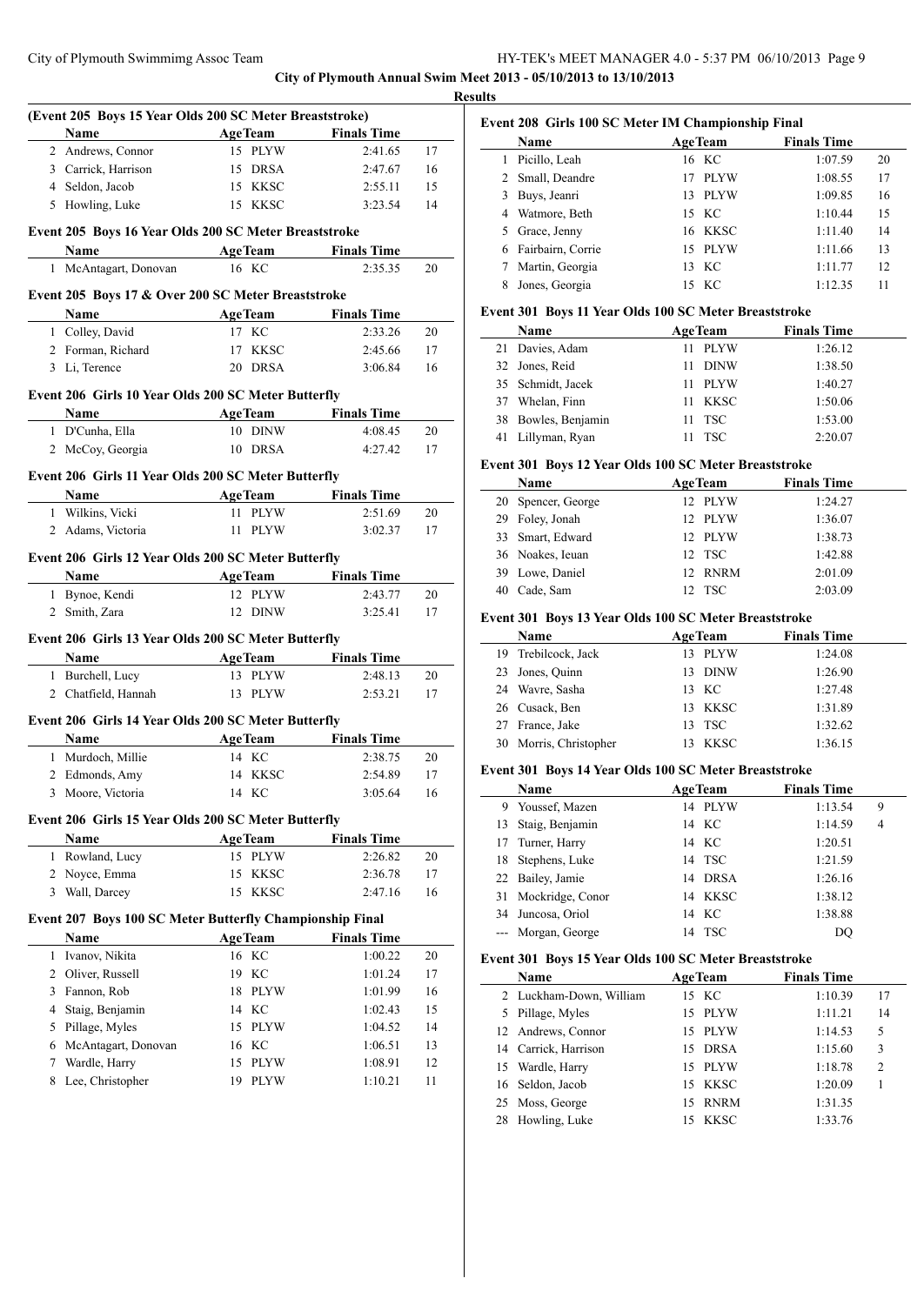**City of Plymouth Annual Swim Meet 2013 - 05/10/2013 to 13/10/2013**

**Results**

### (Event 205 Boys 15 Year Olds 200 SC Meter Breaststroke)

| | Name | Age | Team | Finals Time | |
|---|---|---|---|---|---|
| 2 | Andrews, Connor | 15 | PLYW | 2:41.65 | 17 |
| 3 | Carrick, Harrison | 15 | DRSA | 2:47.67 | 16 |
| 4 | Seldon, Jacob | 15 | KKSC | 2:55.11 | 15 |
| 5 | Howling, Luke | 15 | KKSC | 3:23.54 | 14 |

### Event 205 Boys 16 Year Olds 200 SC Meter Breaststroke

| | Name | Age | Team | Finals Time | |
|---|---|---|---|---|---|
| 1 | McAntagart, Donovan | 16 | KC | 2:35.35 | 20 |

### Event 205 Boys 17 & Over 200 SC Meter Breaststroke

| | Name | Age | Team | Finals Time | |
|---|---|---|---|---|---|
| 1 | Colley, David | 17 | KC | 2:33.26 | 20 |
| 2 | Forman, Richard | 17 | KKSC | 2:45.66 | 17 |
| 3 | Li, Terence | 20 | DRSA | 3:06.84 | 16 |

### Event 206 Girls 10 Year Olds 200 SC Meter Butterfly

| | Name | Age | Team | Finals Time | |
|---|---|---|---|---|---|
| 1 | D'Cunha, Ella | 10 | DINW | 4:08.45 | 20 |
| 2 | McCoy, Georgia | 10 | DRSA | 4:27.42 | 17 |

### Event 206 Girls 11 Year Olds 200 SC Meter Butterfly

| | Name | Age | Team | Finals Time | |
|---|---|---|---|---|---|
| 1 | Wilkins, Vicki | 11 | PLYW | 2:51.69 | 20 |
| 2 | Adams, Victoria | 11 | PLYW | 3:02.37 | 17 |

### Event 206 Girls 12 Year Olds 200 SC Meter Butterfly

| | Name | Age | Team | Finals Time | |
|---|---|---|---|---|---|
| 1 | Bynoe, Kendi | 12 | PLYW | 2:43.77 | 20 |
| 2 | Smith, Zara | 12 | DINW | 3:25.41 | 17 |

### Event 206 Girls 13 Year Olds 200 SC Meter Butterfly

| | Name | Age | Team | Finals Time | |
|---|---|---|---|---|---|
| 1 | Burchell, Lucy | 13 | PLYW | 2:48.13 | 20 |
| 2 | Chatfield, Hannah | 13 | PLYW | 2:53.21 | 17 |

### Event 206 Girls 14 Year Olds 200 SC Meter Butterfly

| | Name | Age | Team | Finals Time | |
|---|---|---|---|---|---|
| 1 | Murdoch, Millie | 14 | KC | 2:38.75 | 20 |
| 2 | Edmonds, Amy | 14 | KKSC | 2:54.89 | 17 |
| 3 | Moore, Victoria | 14 | KC | 3:05.64 | 16 |

### Event 206 Girls 15 Year Olds 200 SC Meter Butterfly

| | Name | Age | Team | Finals Time | |
|---|---|---|---|---|---|
| 1 | Rowland, Lucy | 15 | PLYW | 2:26.82 | 20 |
| 2 | Noyce, Emma | 15 | KKSC | 2:36.78 | 17 |
| 3 | Wall, Darcey | 15 | KKSC | 2:47.16 | 16 |

### Event 207 Boys 100 SC Meter Butterfly Championship Final

| | Name | Age | Team | Finals Time | |
|---|---|---|---|---|---|
| 1 | Ivanov, Nikita | 16 | KC | 1:00.22 | 20 |
| 2 | Oliver, Russell | 19 | KC | 1:01.24 | 17 |
| 3 | Fannon, Rob | 18 | PLYW | 1:01.99 | 16 |
| 4 | Staig, Benjamin | 14 | KC | 1:02.43 | 15 |
| 5 | Pillage, Myles | 15 | PLYW | 1:04.52 | 14 |
| 6 | McAntagart, Donovan | 16 | KC | 1:06.51 | 13 |
| 7 | Wardle, Harry | 15 | PLYW | 1:08.91 | 12 |
| 8 | Lee, Christopher | 19 | PLYW | 1:10.21 | 11 |

### Event 208 Girls 100 SC Meter IM Championship Final

| | Name | Age | Team | Finals Time | |
|---|---|---|---|---|---|
| 1 | Picillo, Leah | 16 | KC | 1:07.59 | 20 |
| 2 | Small, Deandre | 17 | PLYW | 1:08.55 | 17 |
| 3 | Buys, Jeanri | 13 | PLYW | 1:09.85 | 16 |
| 4 | Watmore, Beth | 15 | KC | 1:10.44 | 15 |
| 5 | Grace, Jenny | 16 | KKSC | 1:11.40 | 14 |
| 6 | Fairbairn, Corrie | 15 | PLYW | 1:11.66 | 13 |
| 7 | Martin, Georgia | 13 | KC | 1:11.77 | 12 |
| 8 | Jones, Georgia | 15 | KC | 1:12.35 | 11 |

### Event 301 Boys 11 Year Olds 100 SC Meter Breaststroke

| | Name | Age | Team | Finals Time |
|---|---|---|---|---|
| 21 | Davies, Adam | 11 | PLYW | 1:26.12 |
| 32 | Jones, Reid | 11 | DINW | 1:38.50 |
| 35 | Schmidt, Jacek | 11 | PLYW | 1:40.27 |
| 37 | Whelan, Finn | 11 | KKSC | 1:50.06 |
| 38 | Bowles, Benjamin | 11 | TSC | 1:53.00 |
| 41 | Lillyman, Ryan | 11 | TSC | 2:20.07 |

### Event 301 Boys 12 Year Olds 100 SC Meter Breaststroke

| | Name | Age | Team | Finals Time |
|---|---|---|---|---|
| 20 | Spencer, George | 12 | PLYW | 1:24.27 |
| 29 | Foley, Jonah | 12 | PLYW | 1:36.07 |
| 33 | Smart, Edward | 12 | PLYW | 1:38.73 |
| 36 | Noakes, Ieuan | 12 | TSC | 1:42.88 |
| 39 | Lowe, Daniel | 12 | RNRM | 2:01.09 |
| 40 | Cade, Sam | 12 | TSC | 2:03.09 |

### Event 301 Boys 13 Year Olds 100 SC Meter Breaststroke

| | Name | Age | Team | Finals Time |
|---|---|---|---|---|
| 19 | Trebilcock, Jack | 13 | PLYW | 1:24.08 |
| 23 | Jones, Quinn | 13 | DINW | 1:26.90 |
| 24 | Wavre, Sasha | 13 | KC | 1:27.48 |
| 26 | Cusack, Ben | 13 | KKSC | 1:31.89 |
| 27 | France, Jake | 13 | TSC | 1:32.62 |
| 30 | Morris, Christopher | 13 | KKSC | 1:36.15 |

### Event 301 Boys 14 Year Olds 100 SC Meter Breaststroke

| | Name | Age | Team | Finals Time | |
|---|---|---|---|---|---|
| 9 | Youssef, Mazen | 14 | PLYW | 1:13.54 | 9 |
| 13 | Staig, Benjamin | 14 | KC | 1:14.59 | 4 |
| 17 | Turner, Harry | 14 | KC | 1:20.51 | |
| 18 | Stephens, Luke | 14 | TSC | 1:21.59 | |
| 22 | Bailey, Jamie | 14 | DRSA | 1:26.16 | |
| 31 | Mockridge, Conor | 14 | KKSC | 1:38.12 | |
| 34 | Juncosa, Oriol | 14 | KC | 1:38.88 | |
| --- | Morgan, George | 14 | TSC | DQ | |

### Event 301 Boys 15 Year Olds 100 SC Meter Breaststroke

| | Name | Age | Team | Finals Time | |
|---|---|---|---|---|---|
| 2 | Luckham-Down, William | 15 | KC | 1:10.39 | 17 |
| 5 | Pillage, Myles | 15 | PLYW | 1:11.21 | 14 |
| 12 | Andrews, Connor | 15 | PLYW | 1:14.53 | 5 |
| 14 | Carrick, Harrison | 15 | DRSA | 1:15.60 | 3 |
| 15 | Wardle, Harry | 15 | PLYW | 1:18.78 | 2 |
| 16 | Seldon, Jacob | 15 | KKSC | 1:20.09 | 1 |
| 25 | Moss, George | 15 | RNRM | 1:31.35 | |
| 28 | Howling, Luke | 15 | KKSC | 1:33.76 | |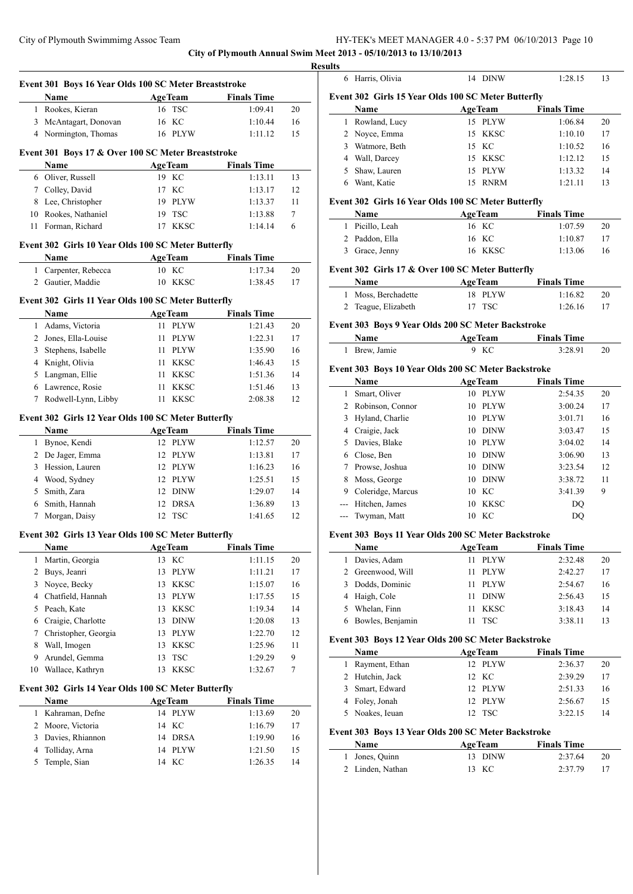**City of Plymouth Annual Swim Meet 2013 - 05/10/2013 to 13/10/2013**

**Results**

### Event 301 Boys 16 Year Olds 100 SC Meter Breaststroke

| | Name | Age | Team | Finals Time | |
|---|---|---|---|---|---|
| 1 | Rookes, Kieran | 16 | TSC | 1:09.41 | 20 |
| 3 | McAntagart, Donovan | 16 | KC | 1:10.44 | 16 |
| 4 | Normington, Thomas | 16 | PLYW | 1:11.12 | 15 |

### Event 301 Boys 17 & Over 100 SC Meter Breaststroke

| | Name | Age | Team | Finals Time | |
|---|---|---|---|---|---|
| 6 | Oliver, Russell | 19 | KC | 1:13.11 | 13 |
| 7 | Colley, David | 17 | KC | 1:13.17 | 12 |
| 8 | Lee, Christopher | 19 | PLYW | 1:13.37 | 11 |
| 10 | Rookes, Nathaniel | 19 | TSC | 1:13.88 | 7 |
| 11 | Forman, Richard | 17 | KKSC | 1:14.14 | 6 |

### Event 302 Girls 10 Year Olds 100 SC Meter Butterfly

| | Name | Age | Team | Finals Time | |
|---|---|---|---|---|---|
| 1 | Carpenter, Rebecca | 10 | KC | 1:17.34 | 20 |
| 2 | Gautier, Maddie | 10 | KKSC | 1:38.45 | 17 |

### Event 302 Girls 11 Year Olds 100 SC Meter Butterfly

| | Name | Age | Team | Finals Time | |
|---|---|---|---|---|---|
| 1 | Adams, Victoria | 11 | PLYW | 1:21.43 | 20 |
| 2 | Jones, Ella-Louise | 11 | PLYW | 1:22.31 | 17 |
| 3 | Stephens, Isabelle | 11 | PLYW | 1:35.90 | 16 |
| 4 | Knight, Olivia | 11 | KKSC | 1:46.43 | 15 |
| 5 | Langman, Ellie | 11 | KKSC | 1:51.36 | 14 |
| 6 | Lawrence, Rosie | 11 | KKSC | 1:51.46 | 13 |
| 7 | Rodwell-Lynn, Libby | 11 | KKSC | 2:08.38 | 12 |

### Event 302 Girls 12 Year Olds 100 SC Meter Butterfly

| | Name | Age | Team | Finals Time | |
|---|---|---|---|---|---|
| 1 | Bynoe, Kendi | 12 | PLYW | 1:12.57 | 20 |
| 2 | De Jager, Emma | 12 | PLYW | 1:13.81 | 17 |
| 3 | Hession, Lauren | 12 | PLYW | 1:16.23 | 16 |
| 4 | Wood, Sydney | 12 | PLYW | 1:25.51 | 15 |
| 5 | Smith, Zara | 12 | DINW | 1:29.07 | 14 |
| 6 | Smith, Hannah | 12 | DRSA | 1:36.89 | 13 |
| 7 | Morgan, Daisy | 12 | TSC | 1:41.65 | 12 |

### Event 302 Girls 13 Year Olds 100 SC Meter Butterfly

| | Name | Age | Team | Finals Time | |
|---|---|---|---|---|---|
| 1 | Martin, Georgia | 13 | KC | 1:11.15 | 20 |
| 2 | Buys, Jeanri | 13 | PLYW | 1:11.21 | 17 |
| 3 | Noyce, Becky | 13 | KKSC | 1:15.07 | 16 |
| 4 | Chatfield, Hannah | 13 | PLYW | 1:17.55 | 15 |
| 5 | Peach, Kate | 13 | KKSC | 1:19.34 | 14 |
| 6 | Craigie, Charlotte | 13 | DINW | 1:20.08 | 13 |
| 7 | Christopher, Georgia | 13 | PLYW | 1:22.70 | 12 |
| 8 | Wall, Imogen | 13 | KKSC | 1:25.96 | 11 |
| 9 | Arundel, Gemma | 13 | TSC | 1:29.29 | 9 |
| 10 | Wallace, Kathryn | 13 | KKSC | 1:32.67 | 7 |

### Event 302 Girls 14 Year Olds 100 SC Meter Butterfly

| | Name | Age | Team | Finals Time | |
|---|---|---|---|---|---|
| 1 | Kahraman, Defne | 14 | PLYW | 1:13.69 | 20 |
| 2 | Moore, Victoria | 14 | KC | 1:16.79 | 17 |
| 3 | Davies, Rhiannon | 14 | DRSA | 1:19.90 | 16 |
| 4 | Tolliday, Arna | 14 | PLYW | 1:21.50 | 15 |
| 5 | Temple, Sian | 14 | KC | 1:26.35 | 14 |
| 6 | Harris, Olivia | 14 | DINW | 1:28.15 | 13 |

### Event 302 Girls 15 Year Olds 100 SC Meter Butterfly

| | Name | Age | Team | Finals Time | |
|---|---|---|---|---|---|
| 1 | Rowland, Lucy | 15 | PLYW | 1:06.84 | 20 |
| 2 | Noyce, Emma | 15 | KKSC | 1:10.10 | 17 |
| 3 | Watmore, Beth | 15 | KC | 1:10.52 | 16 |
| 4 | Wall, Darcey | 15 | KKSC | 1:12.12 | 15 |
| 5 | Shaw, Lauren | 15 | PLYW | 1:13.32 | 14 |
| 6 | Want, Katie | 15 | RNRM | 1:21.11 | 13 |

### Event 302 Girls 16 Year Olds 100 SC Meter Butterfly

| | Name | Age | Team | Finals Time | |
|---|---|---|---|---|---|
| 1 | Picillo, Leah | 16 | KC | 1:07.59 | 20 |
| 2 | Paddon, Ella | 16 | KC | 1:10.87 | 17 |
| 3 | Grace, Jenny | 16 | KKSC | 1:13.06 | 16 |

### Event 302 Girls 17 & Over 100 SC Meter Butterfly

| | Name | Age | Team | Finals Time | |
|---|---|---|---|---|---|
| 1 | Moss, Berchadette | 18 | PLYW | 1:16.82 | 20 |
| 2 | Teague, Elizabeth | 17 | TSC | 1:26.16 | 17 |

### Event 303 Boys 9 Year Olds 200 SC Meter Backstroke

| | Name | Age | Team | Finals Time | |
|---|---|---|---|---|---|
| 1 | Brew, Jamie | 9 | KC | 3:28.91 | 20 |

### Event 303 Boys 10 Year Olds 200 SC Meter Backstroke

| | Name | Age | Team | Finals Time | |
|---|---|---|---|---|---|
| 1 | Smart, Oliver | 10 | PLYW | 2:54.35 | 20 |
| 2 | Robinson, Connor | 10 | PLYW | 3:00.24 | 17 |
| 3 | Hyland, Charlie | 10 | PLYW | 3:01.71 | 16 |
| 4 | Craigie, Jack | 10 | DINW | 3:03.47 | 15 |
| 5 | Davies, Blake | 10 | PLYW | 3:04.02 | 14 |
| 6 | Close, Ben | 10 | DINW | 3:06.90 | 13 |
| 7 | Prowse, Joshua | 10 | DINW | 3:23.54 | 12 |
| 8 | Moss, George | 10 | DINW | 3:38.72 | 11 |
| 9 | Coleridge, Marcus | 10 | KC | 3:41.39 | 9 |
| --- | Hitchen, James | 10 | KKSC | DQ | |
| --- | Twyman, Matt | 10 | KC | DQ | |

### Event 303 Boys 11 Year Olds 200 SC Meter Backstroke

| | Name | Age | Team | Finals Time | |
|---|---|---|---|---|---|
| 1 | Davies, Adam | 11 | PLYW | 2:32.48 | 20 |
| 2 | Greenwood, Will | 11 | PLYW | 2:42.27 | 17 |
| 3 | Dodds, Dominic | 11 | PLYW | 2:54.67 | 16 |
| 4 | Haigh, Cole | 11 | DINW | 2:56.43 | 15 |
| 5 | Whelan, Finn | 11 | KKSC | 3:18.43 | 14 |
| 6 | Bowles, Benjamin | 11 | TSC | 3:38.11 | 13 |

### Event 303 Boys 12 Year Olds 200 SC Meter Backstroke

| | Name | Age | Team | Finals Time | |
|---|---|---|---|---|---|
| 1 | Rayment, Ethan | 12 | PLYW | 2:36.37 | 20 |
| 2 | Hutchin, Jack | 12 | KC | 2:39.29 | 17 |
| 3 | Smart, Edward | 12 | PLYW | 2:51.33 | 16 |
| 4 | Foley, Jonah | 12 | PLYW | 2:56.67 | 15 |
| 5 | Noakes, Ieuan | 12 | TSC | 3:22.15 | 14 |

### Event 303 Boys 13 Year Olds 200 SC Meter Backstroke

| | Name | Age | Team | Finals Time | |
|---|---|---|---|---|---|
| 1 | Jones, Quinn | 13 | DINW | 2:37.64 | 20 |
| 2 | Linden, Nathan | 13 | KC | 2:37.79 | 17 |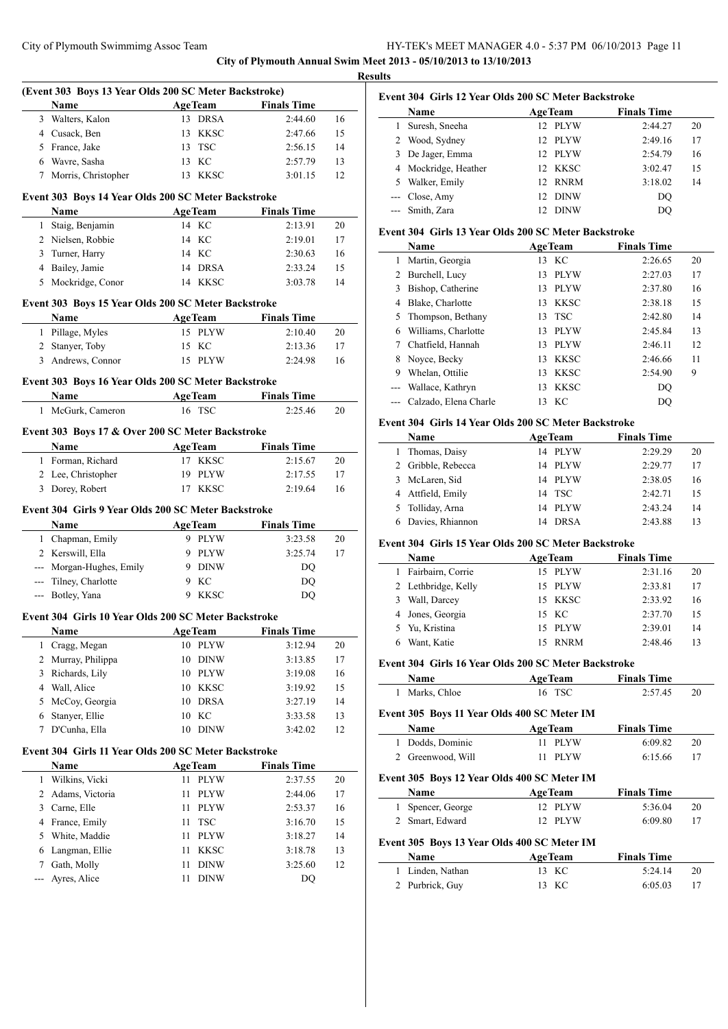**City of Plymouth Annual Swim Meet 2013 - 05/10/2013 to 13/10/2013**

**Results**

### (Event 303 Boys 13 Year Olds 200 SC Meter Backstroke)

| | Name | Age | Team | Finals Time | |
|---|---|---|---|---|---|
| 3 | Walters, Kalon | 13 | DRSA | 2:44.60 | 16 |
| 4 | Cusack, Ben | 13 | KKSC | 2:47.66 | 15 |
| 5 | France, Jake | 13 | TSC | 2:56.15 | 14 |
| 6 | Wavre, Sasha | 13 | KC | 2:57.79 | 13 |
| 7 | Morris, Christopher | 13 | KKSC | 3:01.15 | 12 |

### Event 303 Boys 14 Year Olds 200 SC Meter Backstroke

| | Name | Age | Team | Finals Time | |
|---|---|---|---|---|---|
| 1 | Staig, Benjamin | 14 | KC | 2:13.91 | 20 |
| 2 | Nielsen, Robbie | 14 | KC | 2:19.01 | 17 |
| 3 | Turner, Harry | 14 | KC | 2:30.63 | 16 |
| 4 | Bailey, Jamie | 14 | DRSA | 2:33.24 | 15 |
| 5 | Mockridge, Conor | 14 | KKSC | 3:03.78 | 14 |

### Event 303 Boys 15 Year Olds 200 SC Meter Backstroke

| | Name | Age | Team | Finals Time | |
|---|---|---|---|---|---|
| 1 | Pillage, Myles | 15 | PLYW | 2:10.40 | 20 |
| 2 | Stanyer, Toby | 15 | KC | 2:13.36 | 17 |
| 3 | Andrews, Connor | 15 | PLYW | 2:24.98 | 16 |

### Event 303 Boys 16 Year Olds 200 SC Meter Backstroke

| | Name | Age | Team | Finals Time | |
|---|---|---|---|---|---|
| 1 | McGurk, Cameron | 16 | TSC | 2:25.46 | 20 |

### Event 303 Boys 17 & Over 200 SC Meter Backstroke

| | Name | Age | Team | Finals Time | |
|---|---|---|---|---|---|
| 1 | Forman, Richard | 17 | KKSC | 2:15.67 | 20 |
| 2 | Lee, Christopher | 19 | PLYW | 2:17.55 | 17 |
| 3 | Dorey, Robert | 17 | KKSC | 2:19.64 | 16 |

### Event 304 Girls 9 Year Olds 200 SC Meter Backstroke

| | Name | Age | Team | Finals Time | |
|---|---|---|---|---|---|
| 1 | Chapman, Emily | 9 | PLYW | 3:23.58 | 20 |
| 2 | Kerswill, Ella | 9 | PLYW | 3:25.74 | 17 |
| --- | Morgan-Hughes, Emily | 9 | DINW | DQ | |
| --- | Tilney, Charlotte | 9 | KC | DQ | |
| --- | Botley, Yana | 9 | KKSC | DQ | |

### Event 304 Girls 10 Year Olds 200 SC Meter Backstroke

| | Name | Age | Team | Finals Time | |
|---|---|---|---|---|---|
| 1 | Cragg, Megan | 10 | PLYW | 3:12.94 | 20 |
| 2 | Murray, Philippa | 10 | DINW | 3:13.85 | 17 |
| 3 | Richards, Lily | 10 | PLYW | 3:19.08 | 16 |
| 4 | Wall, Alice | 10 | KKSC | 3:19.92 | 15 |
| 5 | McCoy, Georgia | 10 | DRSA | 3:27.19 | 14 |
| 6 | Stanyer, Ellie | 10 | KC | 3:33.58 | 13 |
| 7 | D'Cunha, Ella | 10 | DINW | 3:42.02 | 12 |

### Event 304 Girls 11 Year Olds 200 SC Meter Backstroke

| | Name | Age | Team | Finals Time | |
|---|---|---|---|---|---|
| 1 | Wilkins, Vicki | 11 | PLYW | 2:37.55 | 20 |
| 2 | Adams, Victoria | 11 | PLYW | 2:44.06 | 17 |
| 3 | Carne, Elle | 11 | PLYW | 2:53.37 | 16 |
| 4 | France, Emily | 11 | TSC | 3:16.70 | 15 |
| 5 | White, Maddie | 11 | PLYW | 3:18.27 | 14 |
| 6 | Langman, Ellie | 11 | KKSC | 3:18.78 | 13 |
| 7 | Gath, Molly | 11 | DINW | 3:25.60 | 12 |
| --- | Ayres, Alice | 11 | DINW | DQ | |

### Event 304 Girls 12 Year Olds 200 SC Meter Backstroke

| | Name | Age | Team | Finals Time | |
|---|---|---|---|---|---|
| 1 | Suresh, Sneeha | 12 | PLYW | 2:44.27 | 20 |
| 2 | Wood, Sydney | 12 | PLYW | 2:49.16 | 17 |
| 3 | De Jager, Emma | 12 | PLYW | 2:54.79 | 16 |
| 4 | Mockridge, Heather | 12 | KKSC | 3:02.47 | 15 |
| 5 | Walker, Emily | 12 | RNRM | 3:18.02 | 14 |
| --- | Close, Amy | 12 | DINW | DQ | |
| --- | Smith, Zara | 12 | DINW | DQ | |

### Event 304 Girls 13 Year Olds 200 SC Meter Backstroke

| | Name | Age | Team | Finals Time | |
|---|---|---|---|---|---|
| 1 | Martin, Georgia | 13 | KC | 2:26.65 | 20 |
| 2 | Burchell, Lucy | 13 | PLYW | 2:27.03 | 17 |
| 3 | Bishop, Catherine | 13 | PLYW | 2:37.80 | 16 |
| 4 | Blake, Charlotte | 13 | KKSC | 2:38.18 | 15 |
| 5 | Thompson, Bethany | 13 | TSC | 2:42.80 | 14 |
| 6 | Williams, Charlotte | 13 | PLYW | 2:45.84 | 13 |
| 7 | Chatfield, Hannah | 13 | PLYW | 2:46.11 | 12 |
| 8 | Noyce, Becky | 13 | KKSC | 2:46.66 | 11 |
| 9 | Whelan, Ottilie | 13 | KKSC | 2:54.90 | 9 |
| --- | Wallace, Kathryn | 13 | KKSC | DQ | |
| --- | Calzado, Elena Charle | 13 | KC | DQ | |

### Event 304 Girls 14 Year Olds 200 SC Meter Backstroke

| | Name | Age | Team | Finals Time | |
|---|---|---|---|---|---|
| 1 | Thomas, Daisy | 14 | PLYW | 2:29.29 | 20 |
| 2 | Gribble, Rebecca | 14 | PLYW | 2:29.77 | 17 |
| 3 | McLaren, Sid | 14 | PLYW | 2:38.05 | 16 |
| 4 | Attfield, Emily | 14 | TSC | 2:42.71 | 15 |
| 5 | Tolliday, Arna | 14 | PLYW | 2:43.24 | 14 |
| 6 | Davies, Rhiannon | 14 | DRSA | 2:43.88 | 13 |

### Event 304 Girls 15 Year Olds 200 SC Meter Backstroke

| | Name | Age | Team | Finals Time | |
|---|---|---|---|---|---|
| 1 | Fairbairn, Corrie | 15 | PLYW | 2:31.16 | 20 |
| 2 | Lethbridge, Kelly | 15 | PLYW | 2:33.81 | 17 |
| 3 | Wall, Darcey | 15 | KKSC | 2:33.92 | 16 |
| 4 | Jones, Georgia | 15 | KC | 2:37.70 | 15 |
| 5 | Yu, Kristina | 15 | PLYW | 2:39.01 | 14 |
| 6 | Want, Katie | 15 | RNRM | 2:48.46 | 13 |

### Event 304 Girls 16 Year Olds 200 SC Meter Backstroke

| | Name | Age | Team | Finals Time | |
|---|---|---|---|---|---|
| 1 | Marks, Chloe | 16 | TSC | 2:57.45 | 20 |

### Event 305 Boys 11 Year Olds 400 SC Meter IM

| | Name | Age | Team | Finals Time | |
|---|---|---|---|---|---|
| 1 | Dodds, Dominic | 11 | PLYW | 6:09.82 | 20 |
| 2 | Greenwood, Will | 11 | PLYW | 6:15.66 | 17 |

### Event 305 Boys 12 Year Olds 400 SC Meter IM

| | Name | Age | Team | Finals Time | |
|---|---|---|---|---|---|
| 1 | Spencer, George | 12 | PLYW | 5:36.04 | 20 |
| 2 | Smart, Edward | 12 | PLYW | 6:09.80 | 17 |

### Event 305 Boys 13 Year Olds 400 SC Meter IM

| | Name | Age | Team | Finals Time | |
|---|---|---|---|---|---|
| 1 | Linden, Nathan | 13 | KC | 5:24.14 | 20 |
| 2 | Purbrick, Guy | 13 | KC | 6:05.03 | 17 |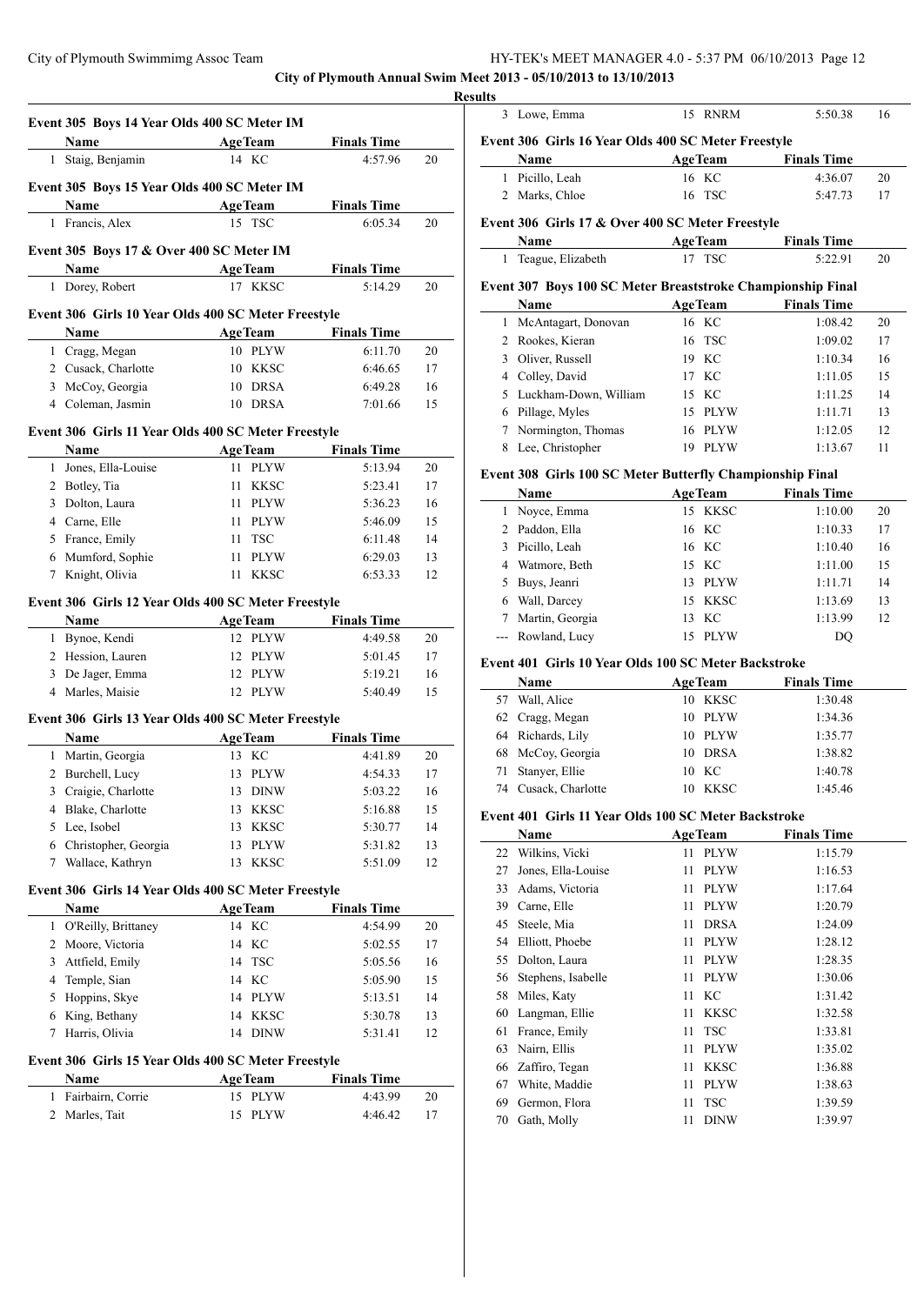**City of Plymouth Annual Swim Meet 2013 - 05/10/2013 to 13/10/2013**

**Results**

### Event 305 Boys 14 Year Olds 400 SC Meter IM

| | Name | Age | Team | Finals Time | |
|---|---|---|---|---|---|
| 1 | Staig, Benjamin | 14 | KC | 4:57.96 | 20 |

### Event 305 Boys 15 Year Olds 400 SC Meter IM

| | Name | Age | Team | Finals Time | |
|---|---|---|---|---|---|
| 1 | Francis, Alex | 15 | TSC | 6:05.34 | 20 |

### Event 305 Boys 17 & Over 400 SC Meter IM

| | Name | Age | Team | Finals Time | |
|---|---|---|---|---|---|
| 1 | Dorey, Robert | 17 | KKSC | 5:14.29 | 20 |

### Event 306 Girls 10 Year Olds 400 SC Meter Freestyle

| | Name | Age | Team | Finals Time | |
|---|---|---|---|---|---|
| 1 | Cragg, Megan | 10 | PLYW | 6:11.70 | 20 |
| 2 | Cusack, Charlotte | 10 | KKSC | 6:46.65 | 17 |
| 3 | McCoy, Georgia | 10 | DRSA | 6:49.28 | 16 |
| 4 | Coleman, Jasmin | 10 | DRSA | 7:01.66 | 15 |

### Event 306 Girls 11 Year Olds 400 SC Meter Freestyle

| | Name | Age | Team | Finals Time | |
|---|---|---|---|---|---|
| 1 | Jones, Ella-Louise | 11 | PLYW | 5:13.94 | 20 |
| 2 | Botley, Tia | 11 | KKSC | 5:23.41 | 17 |
| 3 | Dolton, Laura | 11 | PLYW | 5:36.23 | 16 |
| 4 | Carne, Elle | 11 | PLYW | 5:46.09 | 15 |
| 5 | France, Emily | 11 | TSC | 6:11.48 | 14 |
| 6 | Mumford, Sophie | 11 | PLYW | 6:29.03 | 13 |
| 7 | Knight, Olivia | 11 | KKSC | 6:53.33 | 12 |

### Event 306 Girls 12 Year Olds 400 SC Meter Freestyle

| | Name | Age | Team | Finals Time | |
|---|---|---|---|---|---|
| 1 | Bynoe, Kendi | 12 | PLYW | 4:49.58 | 20 |
| 2 | Hession, Lauren | 12 | PLYW | 5:01.45 | 17 |
| 3 | De Jager, Emma | 12 | PLYW | 5:19.21 | 16 |
| 4 | Marles, Maisie | 12 | PLYW | 5:40.49 | 15 |

### Event 306 Girls 13 Year Olds 400 SC Meter Freestyle

| | Name | Age | Team | Finals Time | |
|---|---|---|---|---|---|
| 1 | Martin, Georgia | 13 | KC | 4:41.89 | 20 |
| 2 | Burchell, Lucy | 13 | PLYW | 4:54.33 | 17 |
| 3 | Craigie, Charlotte | 13 | DINW | 5:03.22 | 16 |
| 4 | Blake, Charlotte | 13 | KKSC | 5:16.88 | 15 |
| 5 | Lee, Isobel | 13 | KKSC | 5:30.77 | 14 |
| 6 | Christopher, Georgia | 13 | PLYW | 5:31.82 | 13 |
| 7 | Wallace, Kathryn | 13 | KKSC | 5:51.09 | 12 |

### Event 306 Girls 14 Year Olds 400 SC Meter Freestyle

| | Name | Age | Team | Finals Time | |
|---|---|---|---|---|---|
| 1 | O'Reilly, Brittaney | 14 | KC | 4:54.99 | 20 |
| 2 | Moore, Victoria | 14 | KC | 5:02.55 | 17 |
| 3 | Attfield, Emily | 14 | TSC | 5:05.56 | 16 |
| 4 | Temple, Sian | 14 | KC | 5:05.90 | 15 |
| 5 | Hoppins, Skye | 14 | PLYW | 5:13.51 | 14 |
| 6 | King, Bethany | 14 | KKSC | 5:30.78 | 13 |
| 7 | Harris, Olivia | 14 | DINW | 5:31.41 | 12 |

### Event 306 Girls 15 Year Olds 400 SC Meter Freestyle

| | Name | Age | Team | Finals Time | |
|---|---|---|---|---|---|
| 1 | Fairbairn, Corrie | 15 | PLYW | 4:43.99 | 20 |
| 2 | Marles, Tait | 15 | PLYW | 4:46.42 | 17 |
| 3 | Lowe, Emma | 15 | RNRM | 5:50.38 | 16 |

### Event 306 Girls 16 Year Olds 400 SC Meter Freestyle

| | Name | Age | Team | Finals Time | |
|---|---|---|---|---|---|
| 1 | Picillo, Leah | 16 | KC | 4:36.07 | 20 |
| 2 | Marks, Chloe | 16 | TSC | 5:47.73 | 17 |

### Event 306 Girls 17 & Over 400 SC Meter Freestyle

| | Name | Age | Team | Finals Time | |
|---|---|---|---|---|---|
| 1 | Teague, Elizabeth | 17 | TSC | 5:22.91 | 20 |

### Event 307 Boys 100 SC Meter Breaststroke Championship Final

| | Name | Age | Team | Finals Time | |
|---|---|---|---|---|---|
| 1 | McAntagart, Donovan | 16 | KC | 1:08.42 | 20 |
| 2 | Rookes, Kieran | 16 | TSC | 1:09.02 | 17 |
| 3 | Oliver, Russell | 19 | KC | 1:10.34 | 16 |
| 4 | Colley, David | 17 | KC | 1:11.05 | 15 |
| 5 | Luckham-Down, William | 15 | KC | 1:11.25 | 14 |
| 6 | Pillage, Myles | 15 | PLYW | 1:11.71 | 13 |
| 7 | Normington, Thomas | 16 | PLYW | 1:12.05 | 12 |
| 8 | Lee, Christopher | 19 | PLYW | 1:13.67 | 11 |

### Event 308 Girls 100 SC Meter Butterfly Championship Final

| | Name | Age | Team | Finals Time | |
|---|---|---|---|---|---|
| 1 | Noyce, Emma | 15 | KKSC | 1:10.00 | 20 |
| 2 | Paddon, Ella | 16 | KC | 1:10.33 | 17 |
| 3 | Picillo, Leah | 16 | KC | 1:10.40 | 16 |
| 4 | Watmore, Beth | 15 | KC | 1:11.00 | 15 |
| 5 | Buys, Jeanri | 13 | PLYW | 1:11.71 | 14 |
| 6 | Wall, Darcey | 15 | KKSC | 1:13.69 | 13 |
| 7 | Martin, Georgia | 13 | KC | 1:13.99 | 12 |
| --- | Rowland, Lucy | 15 | PLYW | DQ | |

### Event 401 Girls 10 Year Olds 100 SC Meter Backstroke

| | Name | Age | Team | Finals Time |
|---|---|---|---|---|
| 57 | Wall, Alice | 10 | KKSC | 1:30.48 |
| 62 | Cragg, Megan | 10 | PLYW | 1:34.36 |
| 64 | Richards, Lily | 10 | PLYW | 1:35.77 |
| 68 | McCoy, Georgia | 10 | DRSA | 1:38.82 |
| 71 | Stanyer, Ellie | 10 | KC | 1:40.78 |
| 74 | Cusack, Charlotte | 10 | KKSC | 1:45.46 |

### Event 401 Girls 11 Year Olds 100 SC Meter Backstroke

| | Name | Age | Team | Finals Time |
|---|---|---|---|---|
| 22 | Wilkins, Vicki | 11 | PLYW | 1:15.79 |
| 27 | Jones, Ella-Louise | 11 | PLYW | 1:16.53 |
| 33 | Adams, Victoria | 11 | PLYW | 1:17.64 |
| 39 | Carne, Elle | 11 | PLYW | 1:20.79 |
| 45 | Steele, Mia | 11 | DRSA | 1:24.09 |
| 54 | Elliott, Phoebe | 11 | PLYW | 1:28.12 |
| 55 | Dolton, Laura | 11 | PLYW | 1:28.35 |
| 56 | Stephens, Isabelle | 11 | PLYW | 1:30.06 |
| 58 | Miles, Katy | 11 | KC | 1:31.42 |
| 60 | Langman, Ellie | 11 | KKSC | 1:32.58 |
| 61 | France, Emily | 11 | TSC | 1:33.81 |
| 63 | Nairn, Ellis | 11 | PLYW | 1:35.02 |
| 66 | Zaffiro, Tegan | 11 | KKSC | 1:36.88 |
| 67 | White, Maddie | 11 | PLYW | 1:38.63 |
| 69 | Germon, Flora | 11 | TSC | 1:39.59 |
| 70 | Gath, Molly | 11 | DINW | 1:39.97 |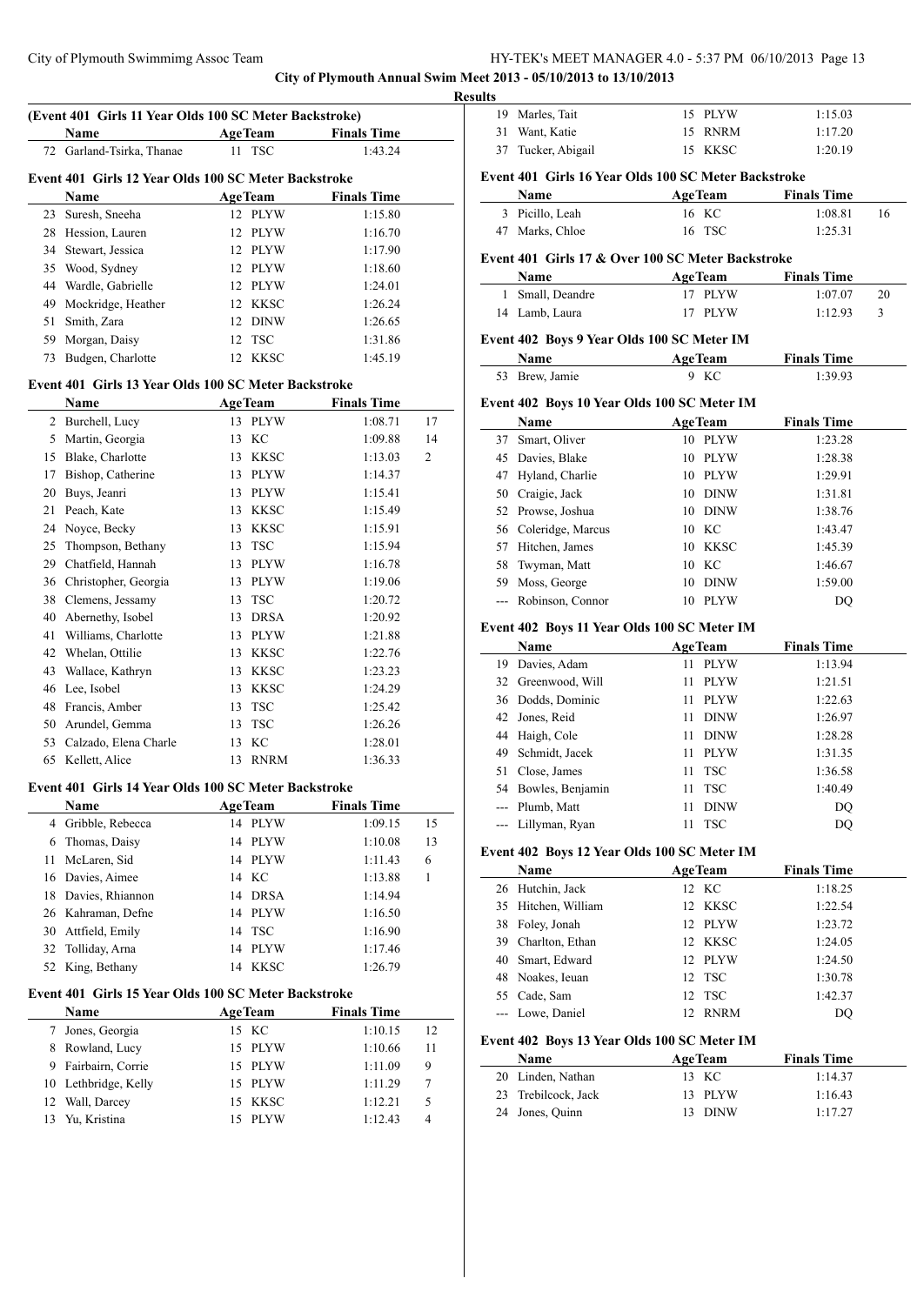**City of Plymouth Annual Swim Meet 2013 - 05/10/2013 to 13/10/2013**

**Results**

### (Event 401 Girls 11 Year Olds 100 SC Meter Backstroke)

| | Name | Age | Team | Finals Time | |
|---|---|---|---|---|---|
| 72 | Garland-Tsirka, Thanae | 11 | TSC | 1:43.24 | |

### Event 401 Girls 12 Year Olds 100 SC Meter Backstroke

| | Name | Age | Team | Finals Time | |
|---|---|---|---|---|---|
| 23 | Suresh, Sneeha | 12 | PLYW | 1:15.80 | |
| 28 | Hession, Lauren | 12 | PLYW | 1:16.70 | |
| 34 | Stewart, Jessica | 12 | PLYW | 1:17.90 | |
| 35 | Wood, Sydney | 12 | PLYW | 1:18.60 | |
| 44 | Wardle, Gabrielle | 12 | PLYW | 1:24.01 | |
| 49 | Mockridge, Heather | 12 | KKSC | 1:26.24 | |
| 51 | Smith, Zara | 12 | DINW | 1:26.65 | |
| 59 | Morgan, Daisy | 12 | TSC | 1:31.86 | |
| 73 | Budgen, Charlotte | 12 | KKSC | 1:45.19 | |

### Event 401 Girls 13 Year Olds 100 SC Meter Backstroke

| | Name | Age | Team | Finals Time | |
|---|---|---|---|---|---|
| 2 | Burchell, Lucy | 13 | PLYW | 1:08.71 | 17 |
| 5 | Martin, Georgia | 13 | KC | 1:09.88 | 14 |
| 15 | Blake, Charlotte | 13 | KKSC | 1:13.03 | 2 |
| 17 | Bishop, Catherine | 13 | PLYW | 1:14.37 | |
| 20 | Buys, Jeanri | 13 | PLYW | 1:15.41 | |
| 21 | Peach, Kate | 13 | KKSC | 1:15.49 | |
| 24 | Noyce, Becky | 13 | KKSC | 1:15.91 | |
| 25 | Thompson, Bethany | 13 | TSC | 1:15.94 | |
| 29 | Chatfield, Hannah | 13 | PLYW | 1:16.78 | |
| 36 | Christopher, Georgia | 13 | PLYW | 1:19.06 | |
| 38 | Clemens, Jessamy | 13 | TSC | 1:20.72 | |
| 40 | Abernethy, Isobel | 13 | DRSA | 1:20.92 | |
| 41 | Williams, Charlotte | 13 | PLYW | 1:21.88 | |
| 42 | Whelan, Ottilie | 13 | KKSC | 1:22.76 | |
| 43 | Wallace, Kathryn | 13 | KKSC | 1:23.23 | |
| 46 | Lee, Isobel | 13 | KKSC | 1:24.29 | |
| 48 | Francis, Amber | 13 | TSC | 1:25.42 | |
| 50 | Arundel, Gemma | 13 | TSC | 1:26.26 | |
| 53 | Calzado, Elena Charle | 13 | KC | 1:28.01 | |
| 65 | Kellett, Alice | 13 | RNRM | 1:36.33 | |

### Event 401 Girls 14 Year Olds 100 SC Meter Backstroke

| | Name | Age | Team | Finals Time | |
|---|---|---|---|---|---|
| 4 | Gribble, Rebecca | 14 | PLYW | 1:09.15 | 15 |
| 6 | Thomas, Daisy | 14 | PLYW | 1:10.08 | 13 |
| 11 | McLaren, Sid | 14 | PLYW | 1:11.43 | 6 |
| 16 | Davies, Aimee | 14 | KC | 1:13.88 | 1 |
| 18 | Davies, Rhiannon | 14 | DRSA | 1:14.94 | |
| 26 | Kahraman, Defne | 14 | PLYW | 1:16.50 | |
| 30 | Attfield, Emily | 14 | TSC | 1:16.90 | |
| 32 | Tolliday, Arna | 14 | PLYW | 1:17.46 | |
| 52 | King, Bethany | 14 | KKSC | 1:26.79 | |

### Event 401 Girls 15 Year Olds 100 SC Meter Backstroke

| | Name | Age | Team | Finals Time | |
|---|---|---|---|---|---|
| 7 | Jones, Georgia | 15 | KC | 1:10.15 | 12 |
| 8 | Rowland, Lucy | 15 | PLYW | 1:10.66 | 11 |
| 9 | Fairbairn, Corrie | 15 | PLYW | 1:11.09 | 9 |
| 10 | Lethbridge, Kelly | 15 | PLYW | 1:11.29 | 7 |
| 12 | Wall, Darcey | 15 | KKSC | 1:12.21 | 5 |
| 13 | Yu, Kristina | 15 | PLYW | 1:12.43 | 4 |
| 19 | Marles, Tait | 15 | PLYW | 1:15.03 | |
| 31 | Want, Katie | 15 | RNRM | 1:17.20 | |
| 37 | Tucker, Abigail | 15 | KKSC | 1:20.19 | |

### Event 401 Girls 16 Year Olds 100 SC Meter Backstroke

| | Name | Age | Team | Finals Time | |
|---|---|---|---|---|---|
| 3 | Picillo, Leah | 16 | KC | 1:08.81 | 16 |
| 47 | Marks, Chloe | 16 | TSC | 1:25.31 | |

### Event 401 Girls 17 & Over 100 SC Meter Backstroke

| | Name | Age | Team | Finals Time | |
|---|---|---|---|---|---|
| 1 | Small, Deandre | 17 | PLYW | 1:07.07 | 20 |
| 14 | Lamb, Laura | 17 | PLYW | 1:12.93 | 3 |

### Event 402 Boys 9 Year Olds 100 SC Meter IM

| | Name | Age | Team | Finals Time |
|---|---|---|---|---|
| 53 | Brew, Jamie | 9 | KC | 1:39.93 |

### Event 402 Boys 10 Year Olds 100 SC Meter IM

| | Name | Age | Team | Finals Time |
|---|---|---|---|---|
| 37 | Smart, Oliver | 10 | PLYW | 1:23.28 |
| 45 | Davies, Blake | 10 | PLYW | 1:28.38 |
| 47 | Hyland, Charlie | 10 | PLYW | 1:29.91 |
| 50 | Craigie, Jack | 10 | DINW | 1:31.81 |
| 52 | Prowse, Joshua | 10 | DINW | 1:38.76 |
| 56 | Coleridge, Marcus | 10 | KC | 1:43.47 |
| 57 | Hitchen, James | 10 | KKSC | 1:45.39 |
| 58 | Twyman, Matt | 10 | KC | 1:46.67 |
| 59 | Moss, George | 10 | DINW | 1:59.00 |
| --- | Robinson, Connor | 10 | PLYW | DQ |

### Event 402 Boys 11 Year Olds 100 SC Meter IM

| | Name | Age | Team | Finals Time |
|---|---|---|---|---|
| 19 | Davies, Adam | 11 | PLYW | 1:13.94 |
| 32 | Greenwood, Will | 11 | PLYW | 1:21.51 |
| 36 | Dodds, Dominic | 11 | PLYW | 1:22.63 |
| 42 | Jones, Reid | 11 | DINW | 1:26.97 |
| 44 | Haigh, Cole | 11 | DINW | 1:28.28 |
| 49 | Schmidt, Jacek | 11 | PLYW | 1:31.35 |
| 51 | Close, James | 11 | TSC | 1:36.58 |
| 54 | Bowles, Benjamin | 11 | TSC | 1:40.49 |
| --- | Plumb, Matt | 11 | DINW | DQ |
| --- | Lillyman, Ryan | 11 | TSC | DQ |

### Event 402 Boys 12 Year Olds 100 SC Meter IM

| | Name | Age | Team | Finals Time |
|---|---|---|---|---|
| 26 | Hutchin, Jack | 12 | KC | 1:18.25 |
| 35 | Hitchen, William | 12 | KKSC | 1:22.54 |
| 38 | Foley, Jonah | 12 | PLYW | 1:23.72 |
| 39 | Charlton, Ethan | 12 | KKSC | 1:24.05 |
| 40 | Smart, Edward | 12 | PLYW | 1:24.50 |
| 48 | Noakes, Ieuan | 12 | TSC | 1:30.78 |
| 55 | Cade, Sam | 12 | TSC | 1:42.37 |
| --- | Lowe, Daniel | 12 | RNRM | DQ |

### Event 402 Boys 13 Year Olds 100 SC Meter IM

| | Name | Age | Team | Finals Time |
|---|---|---|---|---|
| 20 | Linden, Nathan | 13 | KC | 1:14.37 |
| 23 | Trebilcock, Jack | 13 | PLYW | 1:16.43 |
| 24 | Jones, Quinn | 13 | DINW | 1:17.27 |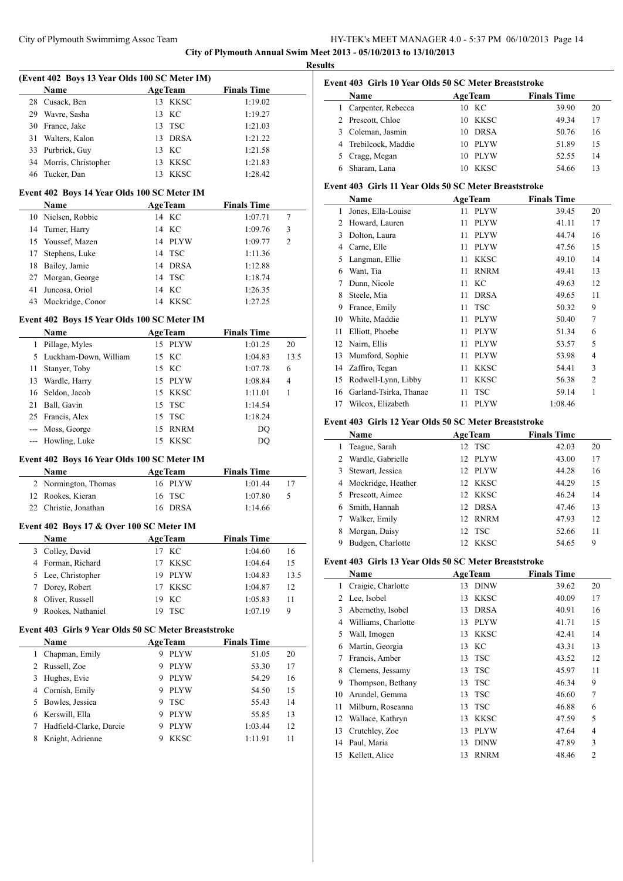# City of Plymouth Annual Swim Meet 2013 - 05/10/2013 to 13/10/2013

## Results

### (Event 402 Boys 13 Year Olds 100 SC Meter IM)

| | Name | Age | Team | Finals Time | |
|---|---|---|---|---|---|
| 28 | Cusack, Ben | 13 | KKSC | 1:19.02 | |
| 29 | Wavre, Sasha | 13 | KC | 1:19.27 | |
| 30 | France, Jake | 13 | TSC | 1:21.03 | |
| 31 | Walters, Kalon | 13 | DRSA | 1:21.22 | |
| 33 | Purbrick, Guy | 13 | KC | 1:21.58 | |
| 34 | Morris, Christopher | 13 | KKSC | 1:21.83 | |
| 46 | Tucker, Dan | 13 | KKSC | 1:28.42 | |

### Event 402 Boys 14 Year Olds 100 SC Meter IM

| | Name | Age | Team | Finals Time | |
|---|---|---|---|---|---|
| 10 | Nielsen, Robbie | 14 | KC | 1:07.71 | 7 |
| 14 | Turner, Harry | 14 | KC | 1:09.76 | 3 |
| 15 | Youssef, Mazen | 14 | PLYW | 1:09.77 | 2 |
| 17 | Stephens, Luke | 14 | TSC | 1:11.36 | |
| 18 | Bailey, Jamie | 14 | DRSA | 1:12.88 | |
| 27 | Morgan, George | 14 | TSC | 1:18.74 | |
| 41 | Juncosa, Oriol | 14 | KC | 1:26.35 | |
| 43 | Mockridge, Conor | 14 | KKSC | 1:27.25 | |

### Event 402 Boys 15 Year Olds 100 SC Meter IM

| | Name | Age | Team | Finals Time | |
|---|---|---|---|---|---|
| 1 | Pillage, Myles | 15 | PLYW | 1:01.25 | 20 |
| 5 | Luckham-Down, William | 15 | KC | 1:04.83 | 13.5 |
| 11 | Stanyer, Toby | 15 | KC | 1:07.78 | 6 |
| 13 | Wardle, Harry | 15 | PLYW | 1:08.84 | 4 |
| 16 | Seldon, Jacob | 15 | KKSC | 1:11.01 | 1 |
| 21 | Ball, Gavin | 15 | TSC | 1:14.54 | |
| 25 | Francis, Alex | 15 | TSC | 1:18.24 | |
| --- | Moss, George | 15 | RNRM | DQ | |
| --- | Howling, Luke | 15 | KKSC | DQ | |

### Event 402 Boys 16 Year Olds 100 SC Meter IM

| | Name | Age | Team | Finals Time | |
|---|---|---|---|---|---|
| 2 | Normington, Thomas | 16 | PLYW | 1:01.44 | 17 |
| 12 | Rookes, Kieran | 16 | TSC | 1:07.80 | 5 |
| 22 | Christie, Jonathan | 16 | DRSA | 1:14.66 | |

### Event 402 Boys 17 & Over 100 SC Meter IM

| | Name | Age | Team | Finals Time | |
|---|---|---|---|---|---|
| 3 | Colley, David | 17 | KC | 1:04.60 | 16 |
| 4 | Forman, Richard | 17 | KKSC | 1:04.64 | 15 |
| 5 | Lee, Christopher | 19 | PLYW | 1:04.83 | 13.5 |
| 7 | Dorey, Robert | 17 | KKSC | 1:04.87 | 12 |
| 8 | Oliver, Russell | 19 | KC | 1:05.83 | 11 |
| 9 | Rookes, Nathaniel | 19 | TSC | 1:07.19 | 9 |

### Event 403 Girls 9 Year Olds 50 SC Meter Breaststroke

| | Name | Age | Team | Finals Time | |
|---|---|---|---|---|---|
| 1 | Chapman, Emily | 9 | PLYW | 51.05 | 20 |
| 2 | Russell, Zoe | 9 | PLYW | 53.30 | 17 |
| 3 | Hughes, Evie | 9 | PLYW | 54.29 | 16 |
| 4 | Cornish, Emily | 9 | PLYW | 54.50 | 15 |
| 5 | Bowles, Jessica | 9 | TSC | 55.43 | 14 |
| 6 | Kerswill, Ella | 9 | PLYW | 55.85 | 13 |
| 7 | Hadfield-Clarke, Darcie | 9 | PLYW | 1:03.44 | 12 |
| 8 | Knight, Adrienne | 9 | KKSC | 1:11.91 | 11 |

### Event 403 Girls 10 Year Olds 50 SC Meter Breaststroke

| | Name | Age | Team | Finals Time | |
|---|---|---|---|---|---|
| 1 | Carpenter, Rebecca | 10 | KC | 39.90 | 20 |
| 2 | Prescott, Chloe | 10 | KKSC | 49.34 | 17 |
| 3 | Coleman, Jasmin | 10 | DRSA | 50.76 | 16 |
| 4 | Trebilcock, Maddie | 10 | PLYW | 51.89 | 15 |
| 5 | Cragg, Megan | 10 | PLYW | 52.55 | 14 |
| 6 | Sharam, Lana | 10 | KKSC | 54.66 | 13 |

### Event 403 Girls 11 Year Olds 50 SC Meter Breaststroke

| | Name | Age | Team | Finals Time | |
|---|---|---|---|---|---|
| 1 | Jones, Ella-Louise | 11 | PLYW | 39.45 | 20 |
| 2 | Howard, Lauren | 11 | PLYW | 41.11 | 17 |
| 3 | Dolton, Laura | 11 | PLYW | 44.74 | 16 |
| 4 | Carne, Elle | 11 | PLYW | 47.56 | 15 |
| 5 | Langman, Ellie | 11 | KKSC | 49.10 | 14 |
| 6 | Want, Tia | 11 | RNRM | 49.41 | 13 |
| 7 | Dunn, Nicole | 11 | KC | 49.63 | 12 |
| 8 | Steele, Mia | 11 | DRSA | 49.65 | 11 |
| 9 | France, Emily | 11 | TSC | 50.32 | 9 |
| 10 | White, Maddie | 11 | PLYW | 50.40 | 7 |
| 11 | Elliott, Phoebe | 11 | PLYW | 51.34 | 6 |
| 12 | Nairn, Ellis | 11 | PLYW | 53.57 | 5 |
| 13 | Mumford, Sophie | 11 | PLYW | 53.98 | 4 |
| 14 | Zaffiro, Tegan | 11 | KKSC | 54.41 | 3 |
| 15 | Rodwell-Lynn, Libby | 11 | KKSC | 56.38 | 2 |
| 16 | Garland-Tsirka, Thanae | 11 | TSC | 59.14 | 1 |
| 17 | Wilcox, Elizabeth | 11 | PLYW | 1:08.46 | |

### Event 403 Girls 12 Year Olds 50 SC Meter Breaststroke

| | Name | Age | Team | Finals Time | |
|---|---|---|---|---|---|
| 1 | Teague, Sarah | 12 | TSC | 42.03 | 20 |
| 2 | Wardle, Gabrielle | 12 | PLYW | 43.00 | 17 |
| 3 | Stewart, Jessica | 12 | PLYW | 44.28 | 16 |
| 4 | Mockridge, Heather | 12 | KKSC | 44.29 | 15 |
| 5 | Prescott, Aimee | 12 | KKSC | 46.24 | 14 |
| 6 | Smith, Hannah | 12 | DRSA | 47.46 | 13 |
| 7 | Walker, Emily | 12 | RNRM | 47.93 | 12 |
| 8 | Morgan, Daisy | 12 | TSC | 52.66 | 11 |
| 9 | Budgen, Charlotte | 12 | KKSC | 54.65 | 9 |

### Event 403 Girls 13 Year Olds 50 SC Meter Breaststroke

| | Name | Age | Team | Finals Time | |
|---|---|---|---|---|---|
| 1 | Craigie, Charlotte | 13 | DINW | 39.62 | 20 |
| 2 | Lee, Isobel | 13 | KKSC | 40.09 | 17 |
| 3 | Abernethy, Isobel | 13 | DRSA | 40.91 | 16 |
| 4 | Williams, Charlotte | 13 | PLYW | 41.71 | 15 |
| 5 | Wall, Imogen | 13 | KKSC | 42.41 | 14 |
| 6 | Martin, Georgia | 13 | KC | 43.31 | 13 |
| 7 | Francis, Amber | 13 | TSC | 43.52 | 12 |
| 8 | Clemens, Jessamy | 13 | TSC | 45.97 | 11 |
| 9 | Thompson, Bethany | 13 | TSC | 46.34 | 9 |
| 10 | Arundel, Gemma | 13 | TSC | 46.60 | 7 |
| 11 | Milburn, Roseanna | 13 | TSC | 46.88 | 6 |
| 12 | Wallace, Kathryn | 13 | KKSC | 47.59 | 5 |
| 13 | Crutchley, Zoe | 13 | PLYW | 47.64 | 4 |
| 14 | Paul, Maria | 13 | DINW | 47.89 | 3 |
| 15 | Kellett, Alice | 13 | RNRM | 48.46 | 2 |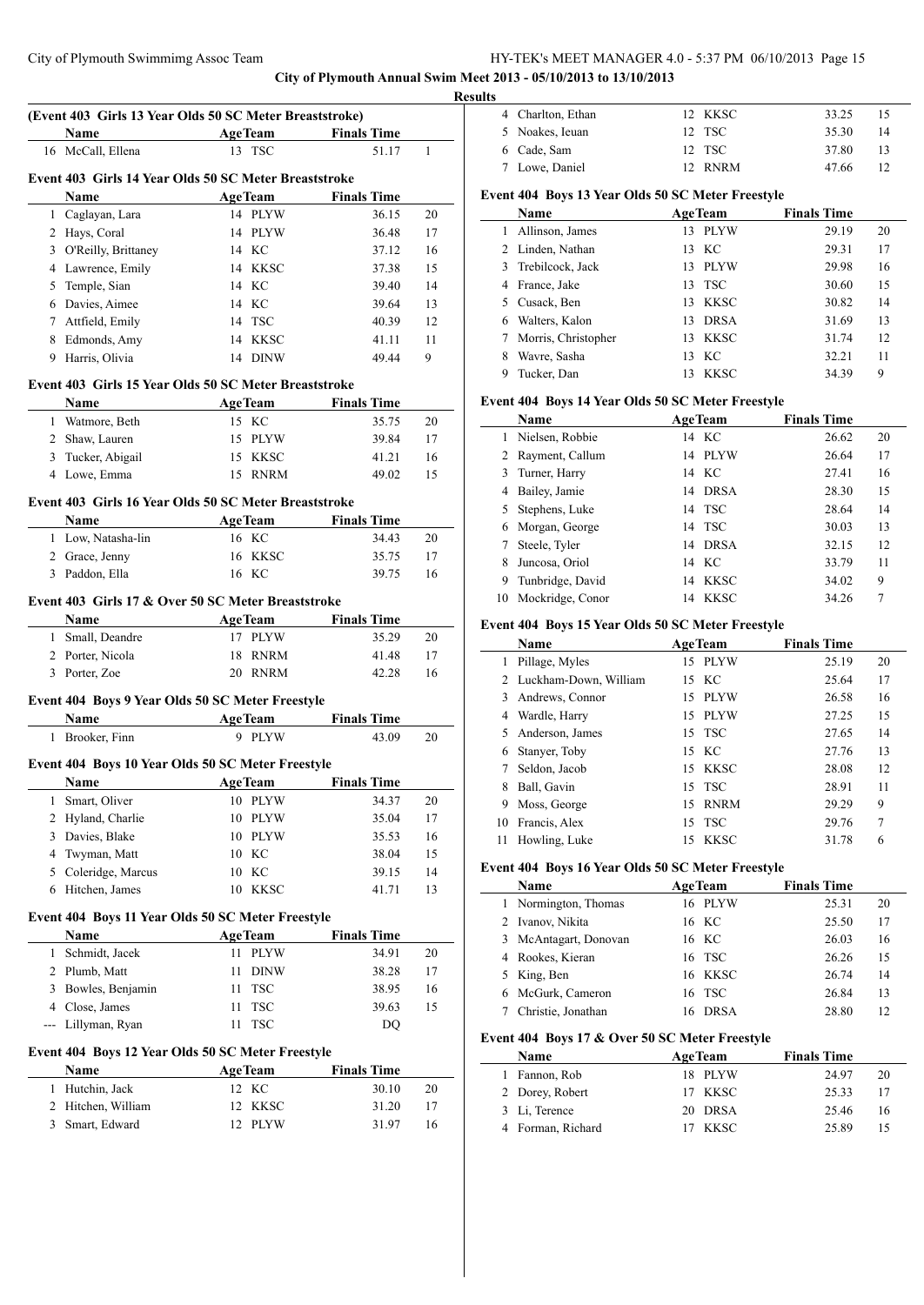**City of Plymouth Annual Swim Meet 2013 - 05/10/2013 to 13/10/2013**

**Results**

### (Event 403 Girls 13 Year Olds 50 SC Meter Breaststroke)

| | Name | Age | Team | Finals Time | |
|---|---|---|---|---|---|
| 16 | McCall, Ellena | 13 | TSC | 51.17 | 1 |

### Event 403 Girls 14 Year Olds 50 SC Meter Breaststroke

| | Name | Age | Team | Finals Time | |
|---|---|---|---|---|---|
| 1 | Caglayan, Lara | 14 | PLYW | 36.15 | 20 |
| 2 | Hays, Coral | 14 | PLYW | 36.48 | 17 |
| 3 | O'Reilly, Brittaney | 14 | KC | 37.12 | 16 |
| 4 | Lawrence, Emily | 14 | KKSC | 37.38 | 15 |
| 5 | Temple, Sian | 14 | KC | 39.40 | 14 |
| 6 | Davies, Aimee | 14 | KC | 39.64 | 13 |
| 7 | Attfield, Emily | 14 | TSC | 40.39 | 12 |
| 8 | Edmonds, Amy | 14 | KKSC | 41.11 | 11 |
| 9 | Harris, Olivia | 14 | DINW | 49.44 | 9 |

### Event 403 Girls 15 Year Olds 50 SC Meter Breaststroke

| | Name | Age | Team | Finals Time | |
|---|---|---|---|---|---|
| 1 | Watmore, Beth | 15 | KC | 35.75 | 20 |
| 2 | Shaw, Lauren | 15 | PLYW | 39.84 | 17 |
| 3 | Tucker, Abigail | 15 | KKSC | 41.21 | 16 |
| 4 | Lowe, Emma | 15 | RNRM | 49.02 | 15 |

### Event 403 Girls 16 Year Olds 50 SC Meter Breaststroke

| | Name | Age | Team | Finals Time | |
|---|---|---|---|---|---|
| 1 | Low, Natasha-lin | 16 | KC | 34.43 | 20 |
| 2 | Grace, Jenny | 16 | KKSC | 35.75 | 17 |
| 3 | Paddon, Ella | 16 | KC | 39.75 | 16 |

### Event 403 Girls 17 & Over 50 SC Meter Breaststroke

| | Name | Age | Team | Finals Time | |
|---|---|---|---|---|---|
| 1 | Small, Deandre | 17 | PLYW | 35.29 | 20 |
| 2 | Porter, Nicola | 18 | RNRM | 41.48 | 17 |
| 3 | Porter, Zoe | 20 | RNRM | 42.28 | 16 |

### Event 404 Boys 9 Year Olds 50 SC Meter Freestyle

| | Name | Age | Team | Finals Time | |
|---|---|---|---|---|---|
| 1 | Brooker, Finn | 9 | PLYW | 43.09 | 20 |

### Event 404 Boys 10 Year Olds 50 SC Meter Freestyle

| | Name | Age | Team | Finals Time | |
|---|---|---|---|---|---|
| 1 | Smart, Oliver | 10 | PLYW | 34.37 | 20 |
| 2 | Hyland, Charlie | 10 | PLYW | 35.04 | 17 |
| 3 | Davies, Blake | 10 | PLYW | 35.53 | 16 |
| 4 | Twyman, Matt | 10 | KC | 38.04 | 15 |
| 5 | Coleridge, Marcus | 10 | KC | 39.15 | 14 |
| 6 | Hitchen, James | 10 | KKSC | 41.71 | 13 |

### Event 404 Boys 11 Year Olds 50 SC Meter Freestyle

| | Name | Age | Team | Finals Time | |
|---|---|---|---|---|---|
| 1 | Schmidt, Jacek | 11 | PLYW | 34.91 | 20 |
| 2 | Plumb, Matt | 11 | DINW | 38.28 | 17 |
| 3 | Bowles, Benjamin | 11 | TSC | 38.95 | 16 |
| 4 | Close, James | 11 | TSC | 39.63 | 15 |
| --- | Lillyman, Ryan | 11 | TSC | DQ | |

### Event 404 Boys 12 Year Olds 50 SC Meter Freestyle

| | Name | Age | Team | Finals Time | |
|---|---|---|---|---|---|
| 1 | Hutchin, Jack | 12 | KC | 30.10 | 20 |
| 2 | Hitchen, William | 12 | KKSC | 31.20 | 17 |
| 3 | Smart, Edward | 12 | PLYW | 31.97 | 16 |
| 4 | Charlton, Ethan | 12 | KKSC | 33.25 | 15 |
| 5 | Noakes, Ieuan | 12 | TSC | 35.30 | 14 |
| 6 | Cade, Sam | 12 | TSC | 37.80 | 13 |
| 7 | Lowe, Daniel | 12 | RNRM | 47.66 | 12 |

### Event 404 Boys 13 Year Olds 50 SC Meter Freestyle

| | Name | Age | Team | Finals Time | |
|---|---|---|---|---|---|
| 1 | Allinson, James | 13 | PLYW | 29.19 | 20 |
| 2 | Linden, Nathan | 13 | KC | 29.31 | 17 |
| 3 | Trebilcock, Jack | 13 | PLYW | 29.98 | 16 |
| 4 | France, Jake | 13 | TSC | 30.60 | 15 |
| 5 | Cusack, Ben | 13 | KKSC | 30.82 | 14 |
| 6 | Walters, Kalon | 13 | DRSA | 31.69 | 13 |
| 7 | Morris, Christopher | 13 | KKSC | 31.74 | 12 |
| 8 | Wavre, Sasha | 13 | KC | 32.21 | 11 |
| 9 | Tucker, Dan | 13 | KKSC | 34.39 | 9 |

### Event 404 Boys 14 Year Olds 50 SC Meter Freestyle

| | Name | Age | Team | Finals Time | |
|---|---|---|---|---|---|
| 1 | Nielsen, Robbie | 14 | KC | 26.62 | 20 |
| 2 | Rayment, Callum | 14 | PLYW | 26.64 | 17 |
| 3 | Turner, Harry | 14 | KC | 27.41 | 16 |
| 4 | Bailey, Jamie | 14 | DRSA | 28.30 | 15 |
| 5 | Stephens, Luke | 14 | TSC | 28.64 | 14 |
| 6 | Morgan, George | 14 | TSC | 30.03 | 13 |
| 7 | Steele, Tyler | 14 | DRSA | 32.15 | 12 |
| 8 | Juncosa, Oriol | 14 | KC | 33.79 | 11 |
| 9 | Tunbridge, David | 14 | KKSC | 34.02 | 9 |
| 10 | Mockridge, Conor | 14 | KKSC | 34.26 | 7 |

### Event 404 Boys 15 Year Olds 50 SC Meter Freestyle

| | Name | Age | Team | Finals Time | |
|---|---|---|---|---|---|
| 1 | Pillage, Myles | 15 | PLYW | 25.19 | 20 |
| 2 | Luckham-Down, William | 15 | KC | 25.64 | 17 |
| 3 | Andrews, Connor | 15 | PLYW | 26.58 | 16 |
| 4 | Wardle, Harry | 15 | PLYW | 27.25 | 15 |
| 5 | Anderson, James | 15 | TSC | 27.65 | 14 |
| 6 | Stanyer, Toby | 15 | KC | 27.76 | 13 |
| 7 | Seldon, Jacob | 15 | KKSC | 28.08 | 12 |
| 8 | Ball, Gavin | 15 | TSC | 28.91 | 11 |
| 9 | Moss, George | 15 | RNRM | 29.29 | 9 |
| 10 | Francis, Alex | 15 | TSC | 29.76 | 7 |
| 11 | Howling, Luke | 15 | KKSC | 31.78 | 6 |

### Event 404 Boys 16 Year Olds 50 SC Meter Freestyle

| | Name | Age | Team | Finals Time | |
|---|---|---|---|---|---|
| 1 | Normington, Thomas | 16 | PLYW | 25.31 | 20 |
| 2 | Ivanov, Nikita | 16 | KC | 25.50 | 17 |
| 3 | McAntagart, Donovan | 16 | KC | 26.03 | 16 |
| 4 | Rookes, Kieran | 16 | TSC | 26.26 | 15 |
| 5 | King, Ben | 16 | KKSC | 26.74 | 14 |
| 6 | McGurk, Cameron | 16 | TSC | 26.84 | 13 |
| 7 | Christie, Jonathan | 16 | DRSA | 28.80 | 12 |

### Event 404 Boys 17 & Over 50 SC Meter Freestyle

| | Name | Age | Team | Finals Time | |
|---|---|---|---|---|---|
| 1 | Fannon, Rob | 18 | PLYW | 24.97 | 20 |
| 2 | Dorey, Robert | 17 | KKSC | 25.33 | 17 |
| 3 | Li, Terence | 20 | DRSA | 25.46 | 16 |
| 4 | Forman, Richard | 17 | KKSC | 25.89 | 15 |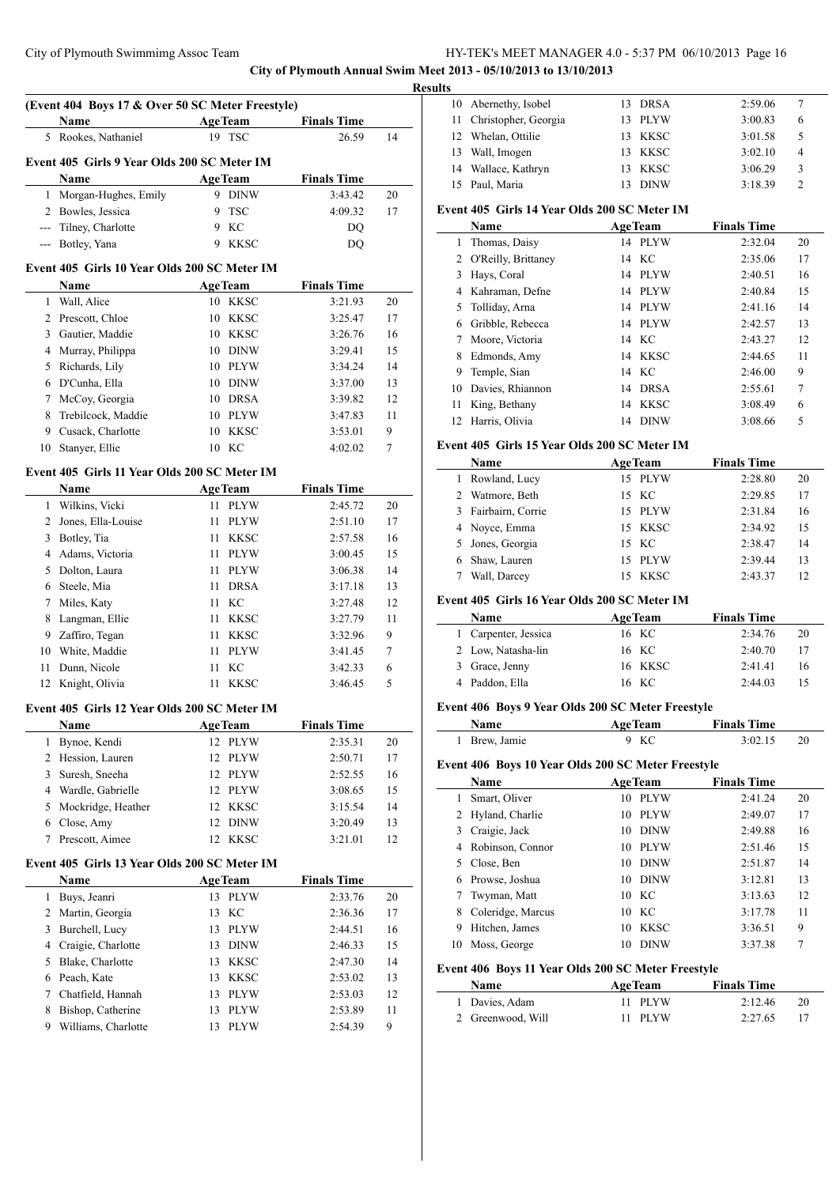**City of Plymouth Annual Swim Meet 2013 - 05/10/2013 to 13/10/2013**

**Results**

### (Event 404 Boys 17 & Over 50 SC Meter Freestyle)

| | Name | Age | Team | Finals Time | |
|---|---|---|---|---|---|
| 5 | Rookes, Nathaniel | 19 | TSC | 26.59 | 14 |

### Event 405 Girls 9 Year Olds 200 SC Meter IM

| | Name | Age | Team | Finals Time | |
|---|---|---|---|---|---|
| 1 | Morgan-Hughes, Emily | 9 | DINW | 3:43.42 | 20 |
| 2 | Bowles, Jessica | 9 | TSC | 4:09.32 | 17 |
| --- | Tilney, Charlotte | 9 | KC | DQ | |
| --- | Botley, Yana | 9 | KKSC | DQ | |

### Event 405 Girls 10 Year Olds 200 SC Meter IM

| | Name | Age | Team | Finals Time | |
|---|---|---|---|---|---|
| 1 | Wall, Alice | 10 | KKSC | 3:21.93 | 20 |
| 2 | Prescott, Chloe | 10 | KKSC | 3:25.47 | 17 |
| 3 | Gautier, Maddie | 10 | KKSC | 3:26.76 | 16 |
| 4 | Murray, Philippa | 10 | DINW | 3:29.41 | 15 |
| 5 | Richards, Lily | 10 | PLYW | 3:34.24 | 14 |
| 6 | D'Cunha, Ella | 10 | DINW | 3:37.00 | 13 |
| 7 | McCoy, Georgia | 10 | DRSA | 3:39.82 | 12 |
| 8 | Trebilcock, Maddie | 10 | PLYW | 3:47.83 | 11 |
| 9 | Cusack, Charlotte | 10 | KKSC | 3:53.01 | 9 |
| 10 | Stanyer, Ellie | 10 | KC | 4:02.02 | 7 |

### Event 405 Girls 11 Year Olds 200 SC Meter IM

| | Name | Age | Team | Finals Time | |
|---|---|---|---|---|---|
| 1 | Wilkins, Vicki | 11 | PLYW | 2:45.72 | 20 |
| 2 | Jones, Ella-Louise | 11 | PLYW | 2:51.10 | 17 |
| 3 | Botley, Tia | 11 | KKSC | 2:57.58 | 16 |
| 4 | Adams, Victoria | 11 | PLYW | 3:00.45 | 15 |
| 5 | Dolton, Laura | 11 | PLYW | 3:06.38 | 14 |
| 6 | Steele, Mia | 11 | DRSA | 3:17.18 | 13 |
| 7 | Miles, Katy | 11 | KC | 3:27.48 | 12 |
| 8 | Langman, Ellie | 11 | KKSC | 3:27.79 | 11 |
| 9 | Zaffiro, Tegan | 11 | KKSC | 3:32.96 | 9 |
| 10 | White, Maddie | 11 | PLYW | 3:41.45 | 7 |
| 11 | Dunn, Nicole | 11 | KC | 3:42.33 | 6 |
| 12 | Knight, Olivia | 11 | KKSC | 3:46.45 | 5 |

### Event 405 Girls 12 Year Olds 200 SC Meter IM

| | Name | Age | Team | Finals Time | |
|---|---|---|---|---|---|
| 1 | Bynoe, Kendi | 12 | PLYW | 2:35.31 | 20 |
| 2 | Hession, Lauren | 12 | PLYW | 2:50.71 | 17 |
| 3 | Suresh, Sneeha | 12 | PLYW | 2:52.55 | 16 |
| 4 | Wardle, Gabrielle | 12 | PLYW | 3:08.65 | 15 |
| 5 | Mockridge, Heather | 12 | KKSC | 3:15.54 | 14 |
| 6 | Close, Amy | 12 | DINW | 3:20.49 | 13 |
| 7 | Prescott, Aimee | 12 | KKSC | 3:21.01 | 12 |

### Event 405 Girls 13 Year Olds 200 SC Meter IM

| | Name | Age | Team | Finals Time | |
|---|---|---|---|---|---|
| 1 | Buys, Jeanri | 13 | PLYW | 2:33.76 | 20 |
| 2 | Martin, Georgia | 13 | KC | 2:36.36 | 17 |
| 3 | Burchell, Lucy | 13 | PLYW | 2:44.51 | 16 |
| 4 | Craigie, Charlotte | 13 | DINW | 2:46.33 | 15 |
| 5 | Blake, Charlotte | 13 | KKSC | 2:47.30 | 14 |
| 6 | Peach, Kate | 13 | KKSC | 2:53.02 | 13 |
| 7 | Chatfield, Hannah | 13 | PLYW | 2:53.03 | 12 |
| 8 | Bishop, Catherine | 13 | PLYW | 2:53.89 | 11 |
| 9 | Williams, Charlotte | 13 | PLYW | 2:54.39 | 9 |
| 10 | Abernethy, Isobel | 13 | DRSA | 2:59.06 | 7 |
| 11 | Christopher, Georgia | 13 | PLYW | 3:00.83 | 6 |
| 12 | Whelan, Ottilie | 13 | KKSC | 3:01.58 | 5 |
| 13 | Wall, Imogen | 13 | KKSC | 3:02.10 | 4 |
| 14 | Wallace, Kathryn | 13 | KKSC | 3:06.29 | 3 |
| 15 | Paul, Maria | 13 | DINW | 3:18.39 | 2 |

### Event 405 Girls 14 Year Olds 200 SC Meter IM

| | Name | Age | Team | Finals Time | |
|---|---|---|---|---|---|
| 1 | Thomas, Daisy | 14 | PLYW | 2:32.04 | 20 |
| 2 | O'Reilly, Brittaney | 14 | KC | 2:35.06 | 17 |
| 3 | Hays, Coral | 14 | PLYW | 2:40.51 | 16 |
| 4 | Kahraman, Defne | 14 | PLYW | 2:40.84 | 15 |
| 5 | Tolliday, Arna | 14 | PLYW | 2:41.16 | 14 |
| 6 | Gribble, Rebecca | 14 | PLYW | 2:42.57 | 13 |
| 7 | Moore, Victoria | 14 | KC | 2:43.27 | 12 |
| 8 | Edmonds, Amy | 14 | KKSC | 2:44.65 | 11 |
| 9 | Temple, Sian | 14 | KC | 2:46.00 | 9 |
| 10 | Davies, Rhiannon | 14 | DRSA | 2:55.61 | 7 |
| 11 | King, Bethany | 14 | KKSC | 3:08.49 | 6 |
| 12 | Harris, Olivia | 14 | DINW | 3:08.66 | 5 |

### Event 405 Girls 15 Year Olds 200 SC Meter IM

| | Name | Age | Team | Finals Time | |
|---|---|---|---|---|---|
| 1 | Rowland, Lucy | 15 | PLYW | 2:28.80 | 20 |
| 2 | Watmore, Beth | 15 | KC | 2:29.85 | 17 |
| 3 | Fairbairn, Corrie | 15 | PLYW | 2:31.84 | 16 |
| 4 | Noyce, Emma | 15 | KKSC | 2:34.92 | 15 |
| 5 | Jones, Georgia | 15 | KC | 2:38.47 | 14 |
| 6 | Shaw, Lauren | 15 | PLYW | 2:39.44 | 13 |
| 7 | Wall, Darcey | 15 | KKSC | 2:43.37 | 12 |

### Event 405 Girls 16 Year Olds 200 SC Meter IM

| | Name | Age | Team | Finals Time | |
|---|---|---|---|---|---|
| 1 | Carpenter, Jessica | 16 | KC | 2:34.76 | 20 |
| 2 | Low, Natasha-lin | 16 | KC | 2:40.70 | 17 |
| 3 | Grace, Jenny | 16 | KKSC | 2:41.41 | 16 |
| 4 | Paddon, Ella | 16 | KC | 2:44.03 | 15 |

### Event 406 Boys 9 Year Olds 200 SC Meter Freestyle

| | Name | Age | Team | Finals Time | |
|---|---|---|---|---|---|
| 1 | Brew, Jamie | 9 | KC | 3:02.15 | 20 |

### Event 406 Boys 10 Year Olds 200 SC Meter Freestyle

| | Name | Age | Team | Finals Time | |
|---|---|---|---|---|---|
| 1 | Smart, Oliver | 10 | PLYW | 2:41.24 | 20 |
| 2 | Hyland, Charlie | 10 | PLYW | 2:49.07 | 17 |
| 3 | Craigie, Jack | 10 | DINW | 2:49.88 | 16 |
| 4 | Robinson, Connor | 10 | PLYW | 2:51.46 | 15 |
| 5 | Close, Ben | 10 | DINW | 2:51.87 | 14 |
| 6 | Prowse, Joshua | 10 | DINW | 3:12.81 | 13 |
| 7 | Twyman, Matt | 10 | KC | 3:13.63 | 12 |
| 8 | Coleridge, Marcus | 10 | KC | 3:17.78 | 11 |
| 9 | Hitchen, James | 10 | KKSC | 3:36.51 | 9 |
| 10 | Moss, George | 10 | DINW | 3:37.38 | 7 |

### Event 406 Boys 11 Year Olds 200 SC Meter Freestyle

| | Name | Age | Team | Finals Time | |
|---|---|---|---|---|---|
| 1 | Davies, Adam | 11 | PLYW | 2:12.46 | 20 |
| 2 | Greenwood, Will | 11 | PLYW | 2:27.65 | 17 |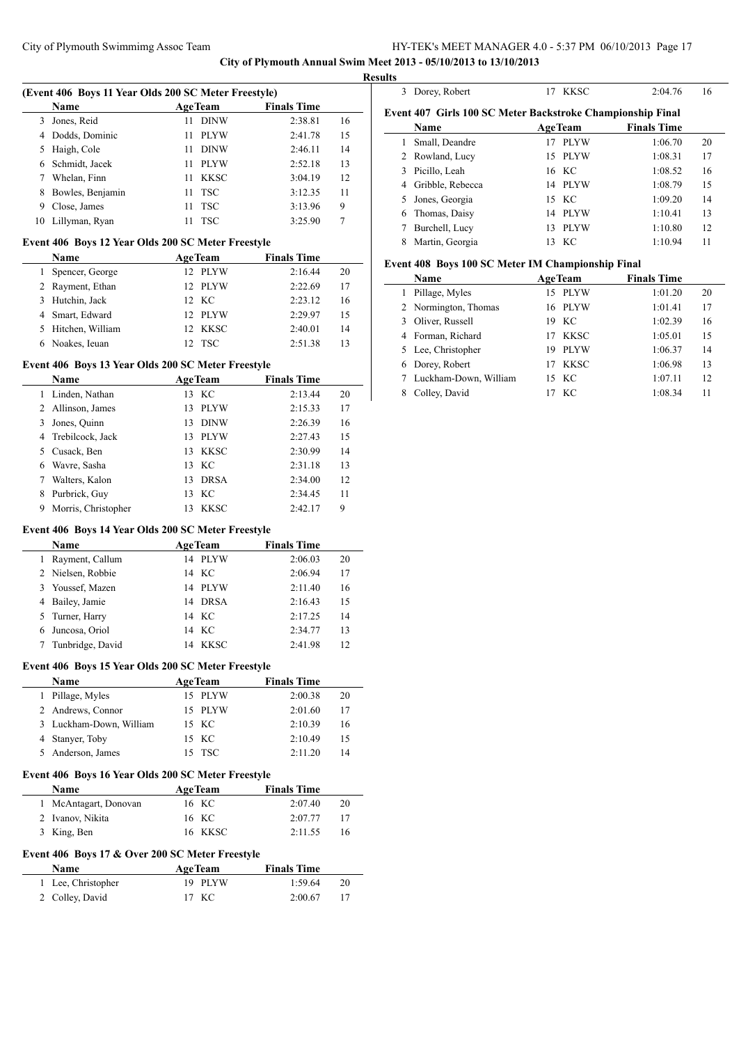**City of Plymouth Annual Swim Meet 2013 - 05/10/2013 to 13/10/2013**

**Results**

### (Event 406 Boys 11 Year Olds 200 SC Meter Freestyle)

| | Name | Age | Team | Finals Time | |
|---|---|---|---|---|---|
| 3 | Jones, Reid | 11 | DINW | 2:38.81 | 16 |
| 4 | Dodds, Dominic | 11 | PLYW | 2:41.78 | 15 |
| 5 | Haigh, Cole | 11 | DINW | 2:46.11 | 14 |
| 6 | Schmidt, Jacek | 11 | PLYW | 2:52.18 | 13 |
| 7 | Whelan, Finn | 11 | KKSC | 3:04.19 | 12 |
| 8 | Bowles, Benjamin | 11 | TSC | 3:12.35 | 11 |
| 9 | Close, James | 11 | TSC | 3:13.96 | 9 |
| 10 | Lillyman, Ryan | 11 | TSC | 3:25.90 | 7 |

### Event 406 Boys 12 Year Olds 200 SC Meter Freestyle

| | Name | Age | Team | Finals Time | |
|---|---|---|---|---|---|
| 1 | Spencer, George | 12 | PLYW | 2:16.44 | 20 |
| 2 | Rayment, Ethan | 12 | PLYW | 2:22.69 | 17 |
| 3 | Hutchin, Jack | 12 | KC | 2:23.12 | 16 |
| 4 | Smart, Edward | 12 | PLYW | 2:29.97 | 15 |
| 5 | Hitchen, William | 12 | KKSC | 2:40.01 | 14 |
| 6 | Noakes, Ieuan | 12 | TSC | 2:51.38 | 13 |

### Event 406 Boys 13 Year Olds 200 SC Meter Freestyle

| | Name | Age | Team | Finals Time | |
|---|---|---|---|---|---|
| 1 | Linden, Nathan | 13 | KC | 2:13.44 | 20 |
| 2 | Allinson, James | 13 | PLYW | 2:15.33 | 17 |
| 3 | Jones, Quinn | 13 | DINW | 2:26.39 | 16 |
| 4 | Trebilcock, Jack | 13 | PLYW | 2:27.43 | 15 |
| 5 | Cusack, Ben | 13 | KKSC | 2:30.99 | 14 |
| 6 | Wavre, Sasha | 13 | KC | 2:31.18 | 13 |
| 7 | Walters, Kalon | 13 | DRSA | 2:34.00 | 12 |
| 8 | Purbrick, Guy | 13 | KC | 2:34.45 | 11 |
| 9 | Morris, Christopher | 13 | KKSC | 2:42.17 | 9 |

### Event 406 Boys 14 Year Olds 200 SC Meter Freestyle

| | Name | Age | Team | Finals Time | |
|---|---|---|---|---|---|
| 1 | Rayment, Callum | 14 | PLYW | 2:06.03 | 20 |
| 2 | Nielsen, Robbie | 14 | KC | 2:06.94 | 17 |
| 3 | Youssef, Mazen | 14 | PLYW | 2:11.40 | 16 |
| 4 | Bailey, Jamie | 14 | DRSA | 2:16.43 | 15 |
| 5 | Turner, Harry | 14 | KC | 2:17.25 | 14 |
| 6 | Juncosa, Oriol | 14 | KC | 2:34.77 | 13 |
| 7 | Tunbridge, David | 14 | KKSC | 2:41.98 | 12 |

### Event 406 Boys 15 Year Olds 200 SC Meter Freestyle

| | Name | Age | Team | Finals Time | |
|---|---|---|---|---|---|
| 1 | Pillage, Myles | 15 | PLYW | 2:00.38 | 20 |
| 2 | Andrews, Connor | 15 | PLYW | 2:01.60 | 17 |
| 3 | Luckham-Down, William | 15 | KC | 2:10.39 | 16 |
| 4 | Stanyer, Toby | 15 | KC | 2:10.49 | 15 |
| 5 | Anderson, James | 15 | TSC | 2:11.20 | 14 |

### Event 406 Boys 16 Year Olds 200 SC Meter Freestyle

| | Name | Age | Team | Finals Time | |
|---|---|---|---|---|---|
| 1 | McAntagart, Donovan | 16 | KC | 2:07.40 | 20 |
| 2 | Ivanov, Nikita | 16 | KC | 2:07.77 | 17 |
| 3 | King, Ben | 16 | KKSC | 2:11.55 | 16 |

### Event 406 Boys 17 & Over 200 SC Meter Freestyle

| | Name | Age | Team | Finals Time | |
|---|---|---|---|---|---|
| 1 | Lee, Christopher | 19 | PLYW | 1:59.64 | 20 |
| 2 | Colley, David | 17 | KC | 2:00.67 | 17 |
| 3 | Dorey, Robert | 17 | KKSC | 2:04.76 | 16 |

### Event 407 Girls 100 SC Meter Backstroke Championship Final

| | Name | Age | Team | Finals Time | |
|---|---|---|---|---|---|
| 1 | Small, Deandre | 17 | PLYW | 1:06.70 | 20 |
| 2 | Rowland, Lucy | 15 | PLYW | 1:08.31 | 17 |
| 3 | Picillo, Leah | 16 | KC | 1:08.52 | 16 |
| 4 | Gribble, Rebecca | 14 | PLYW | 1:08.79 | 15 |
| 5 | Jones, Georgia | 15 | KC | 1:09.20 | 14 |
| 6 | Thomas, Daisy | 14 | PLYW | 1:10.41 | 13 |
| 7 | Burchell, Lucy | 13 | PLYW | 1:10.80 | 12 |
| 8 | Martin, Georgia | 13 | KC | 1:10.94 | 11 |

### Event 408 Boys 100 SC Meter IM Championship Final

| | Name | Age | Team | Finals Time | |
|---|---|---|---|---|---|
| 1 | Pillage, Myles | 15 | PLYW | 1:01.20 | 20 |
| 2 | Normington, Thomas | 16 | PLYW | 1:01.41 | 17 |
| 3 | Oliver, Russell | 19 | KC | 1:02.39 | 16 |
| 4 | Forman, Richard | 17 | KKSC | 1:05.01 | 15 |
| 5 | Lee, Christopher | 19 | PLYW | 1:06.37 | 14 |
| 6 | Dorey, Robert | 17 | KKSC | 1:06.98 | 13 |
| 7 | Luckham-Down, William | 15 | KC | 1:07.11 | 12 |
| 8 | Colley, David | 17 | KC | 1:08.34 | 11 |